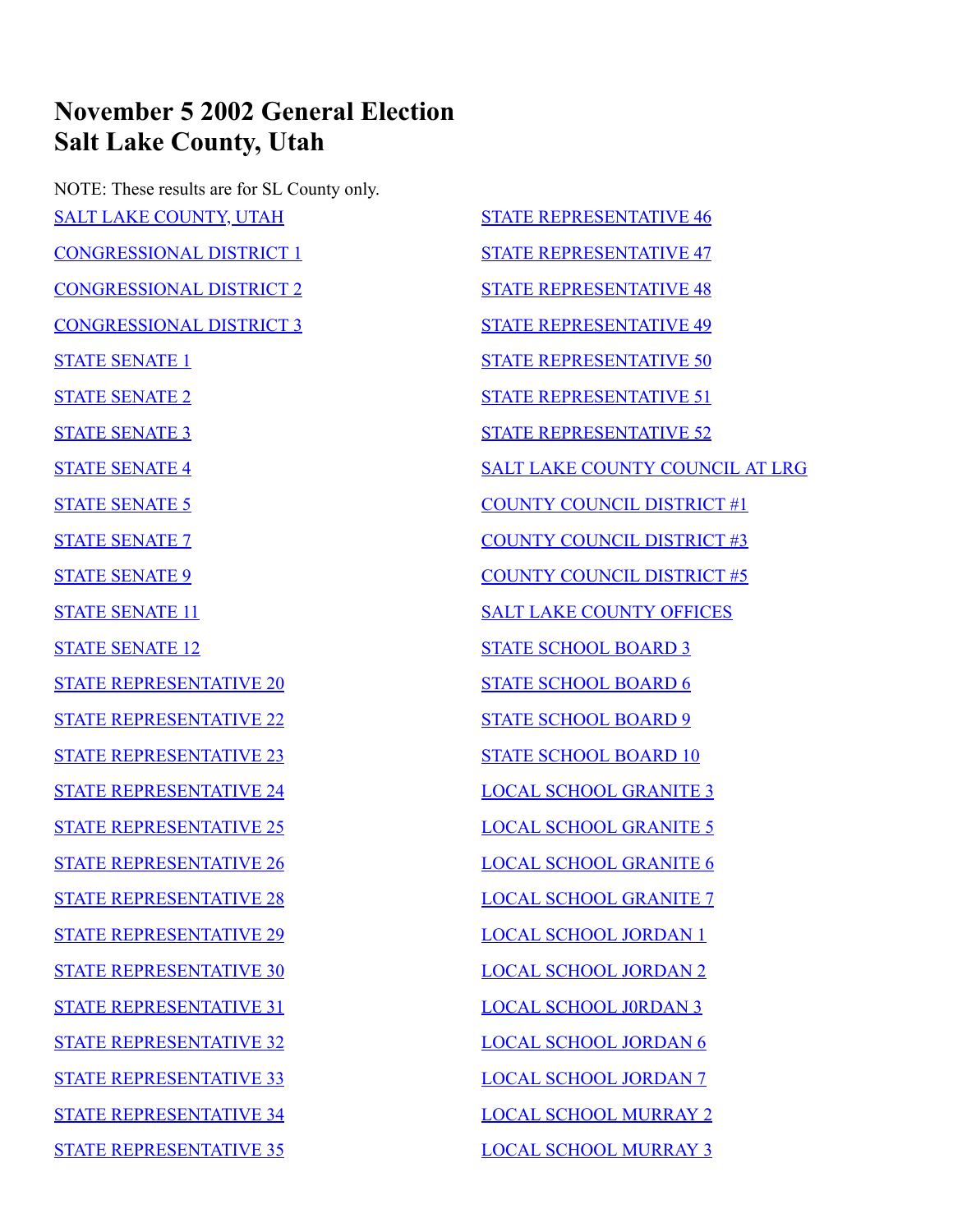# November 5 2002 General Election
# Salt Lake County, Utah

NOTE: These results are for SL County only.

SALT LAKE COUNTY, UTAH

CONGRESSIONAL DISTRICT 1

CONGRESSIONAL DISTRICT 2

CONGRESSIONAL DISTRICT 3

STATE SENATE 1

STATE SENATE 2

STATE SENATE 3

STATE SENATE 4

STATE SENATE 5

STATE SENATE 7

STATE SENATE 9

STATE SENATE 11

STATE SENATE 12

STATE REPRESENTATIVE 20

STATE REPRESENTATIVE 22

STATE REPRESENTATIVE 23

STATE REPRESENTATIVE 24

STATE REPRESENTATIVE 25

STATE REPRESENTATIVE 26

STATE REPRESENTATIVE 28

STATE REPRESENTATIVE 29

STATE REPRESENTATIVE 30

STATE REPRESENTATIVE 31

STATE REPRESENTATIVE 32

STATE REPRESENTATIVE 33

STATE REPRESENTATIVE 34

STATE REPRESENTATIVE 35

STATE REPRESENTATIVE 46

STATE REPRESENTATIVE 47

STATE REPRESENTATIVE 48

STATE REPRESENTATIVE 49

STATE REPRESENTATIVE 50

STATE REPRESENTATIVE 51

STATE REPRESENTATIVE 52

SALT LAKE COUNTY COUNCIL AT LRG

COUNTY COUNCIL DISTRICT #1

COUNTY COUNCIL DISTRICT #3

COUNTY COUNCIL DISTRICT #5

SALT LAKE COUNTY OFFICES

STATE SCHOOL BOARD 3

STATE SCHOOL BOARD 6

STATE SCHOOL BOARD 9

STATE SCHOOL BOARD 10

LOCAL SCHOOL GRANITE 3

LOCAL SCHOOL GRANITE 5

LOCAL SCHOOL GRANITE 6

LOCAL SCHOOL GRANITE 7

LOCAL SCHOOL JORDAN 1

LOCAL SCHOOL JORDAN 2

LOCAL SCHOOL J0RDAN 3

LOCAL SCHOOL JORDAN 6

LOCAL SCHOOL JORDAN 7

LOCAL SCHOOL MURRAY 2

LOCAL SCHOOL MURRAY 3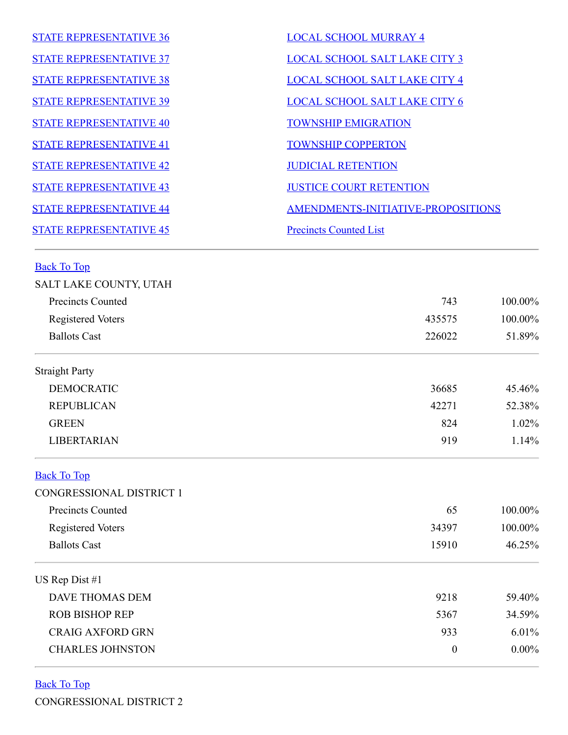- STATE REPRESENTATIVE 36
- STATE REPRESENTATIVE 37
- STATE REPRESENTATIVE 38
- STATE REPRESENTATIVE 39
- STATE REPRESENTATIVE 40
- STATE REPRESENTATIVE 41
- STATE REPRESENTATIVE 42
- STATE REPRESENTATIVE 43
- STATE REPRESENTATIVE 44
- STATE REPRESENTATIVE 45
- LOCAL SCHOOL MURRAY 4
- LOCAL SCHOOL SALT LAKE CITY 3
- LOCAL SCHOOL SALT LAKE CITY 4
- LOCAL SCHOOL SALT LAKE CITY 6
- TOWNSHIP EMIGRATION
- TOWNSHIP COPPERTON
- JUDICIAL RETENTION
- JUSTICE COURT RETENTION
- AMENDMENTS-INITIATIVE-PROPOSITIONS
- Precincts Counted List

---

Back To Top

SALT LAKE COUNTY, UTAH

| | | |
|---|---|---|
| Precincts Counted | 743 | 100.00% |
| Registered Voters | 435575 | 100.00% |
| Ballots Cast | 226022 | 51.89% |

Straight Party

| | | |
|---|---|---|
| DEMOCRATIC | 36685 | 45.46% |
| REPUBLICAN | 42271 | 52.38% |
| GREEN | 824 | 1.02% |
| LIBERTARIAN | 919 | 1.14% |

---

Back To Top

CONGRESSIONAL DISTRICT 1

| | | |
|---|---|---|
| Precincts Counted | 65 | 100.00% |
| Registered Voters | 34397 | 100.00% |
| Ballots Cast | 15910 | 46.25% |

US Rep Dist #1

| | | |
|---|---|---|
| DAVE THOMAS DEM | 9218 | 59.40% |
| ROB BISHOP REP | 5367 | 34.59% |
| CRAIG AXFORD GRN | 933 | 6.01% |
| CHARLES JOHNSTON | 0 | 0.00% |

---

Back To Top

CONGRESSIONAL DISTRICT 2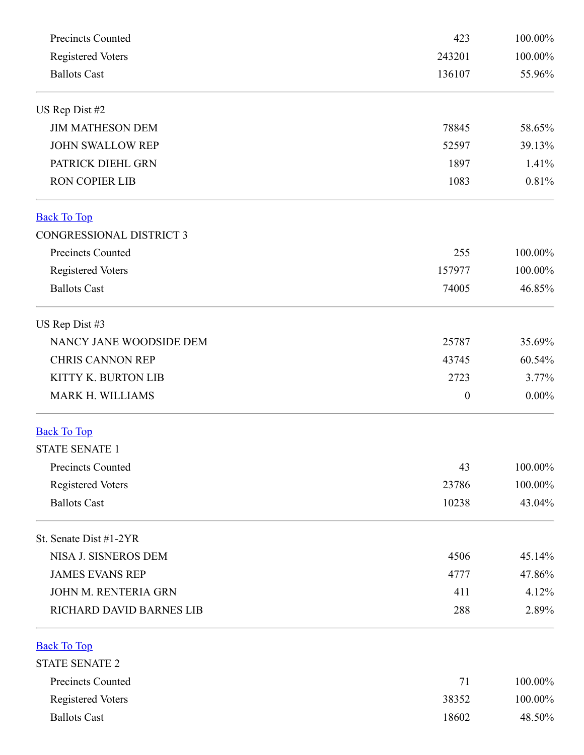| | | |
|---|---|---|
| Precincts Counted | 423 | 100.00% |
| Registered Voters | 243201 | 100.00% |
| Ballots Cast | 136107 | 55.96% |

US Rep Dist #2

| | | |
|---|---|---|
| JIM MATHESON DEM | 78845 | 58.65% |
| JOHN SWALLOW REP | 52597 | 39.13% |
| PATRICK DIEHL GRN | 1897 | 1.41% |
| RON COPIER LIB | 1083 | 0.81% |

[Back To Top]

CONGRESSIONAL DISTRICT 3

| | | |
|---|---|---|
| Precincts Counted | 255 | 100.00% |
| Registered Voters | 157977 | 100.00% |
| Ballots Cast | 74005 | 46.85% |

US Rep Dist #3

| | | |
|---|---|---|
| NANCY JANE WOODSIDE DEM | 25787 | 35.69% |
| CHRIS CANNON REP | 43745 | 60.54% |
| KITTY K. BURTON LIB | 2723 | 3.77% |
| MARK H. WILLIAMS | 0 | 0.00% |

[Back To Top]

STATE SENATE 1

| | | |
|---|---|---|
| Precincts Counted | 43 | 100.00% |
| Registered Voters | 23786 | 100.00% |
| Ballots Cast | 10238 | 43.04% |

St. Senate Dist #1-2YR

| | | |
|---|---|---|
| NISA J. SISNEROS DEM | 4506 | 45.14% |
| JAMES EVANS REP | 4777 | 47.86% |
| JOHN M. RENTERIA GRN | 411 | 4.12% |
| RICHARD DAVID BARNES LIB | 288 | 2.89% |

[Back To Top]

STATE SENATE 2

| | | |
|---|---|---|
| Precincts Counted | 71 | 100.00% |
| Registered Voters | 38352 | 100.00% |
| Ballots Cast | 18602 | 48.50% |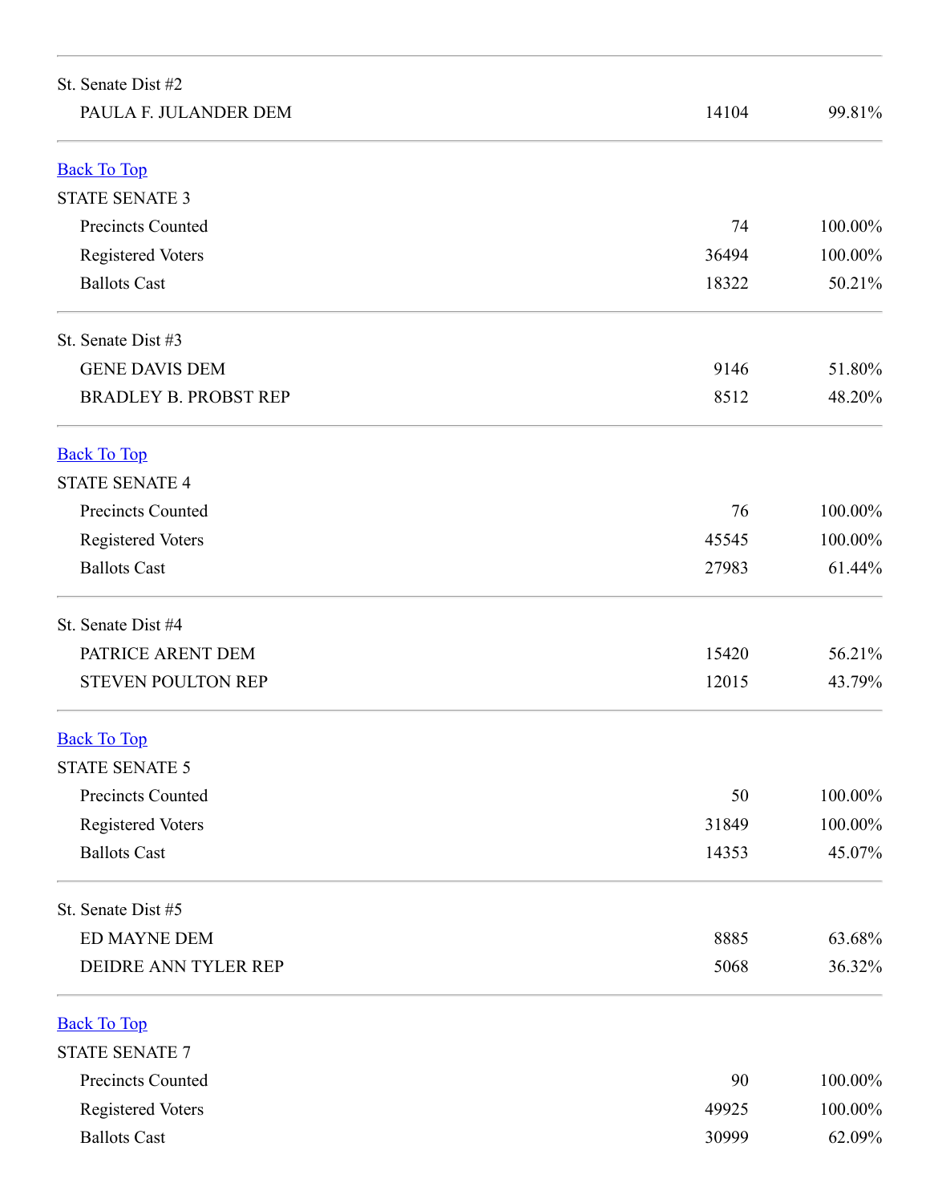| | | |
|---|---|---|
| St. Senate Dist #2 | | |
| PAULA F. JULANDER DEM | 14104 | 99.81% |

[Back To Top]

| STATE SENATE 3 | | |
|---|---|---|
| Precincts Counted | 74 | 100.00% |
| Registered Voters | 36494 | 100.00% |
| Ballots Cast | 18322 | 50.21% |

| St. Senate Dist #3 | | |
|---|---|---|
| GENE DAVIS DEM | 9146 | 51.80% |
| BRADLEY B. PROBST REP | 8512 | 48.20% |

[Back To Top]

| STATE SENATE 4 | | |
|---|---|---|
| Precincts Counted | 76 | 100.00% |
| Registered Voters | 45545 | 100.00% |
| Ballots Cast | 27983 | 61.44% |

| St. Senate Dist #4 | | |
|---|---|---|
| PATRICE ARENT DEM | 15420 | 56.21% |
| STEVEN POULTON REP | 12015 | 43.79% |

[Back To Top]

| STATE SENATE 5 | | |
|---|---|---|
| Precincts Counted | 50 | 100.00% |
| Registered Voters | 31849 | 100.00% |
| Ballots Cast | 14353 | 45.07% |

| St. Senate Dist #5 | | |
|---|---|---|
| ED MAYNE DEM | 8885 | 63.68% |
| DEIDRE ANN TYLER REP | 5068 | 36.32% |

[Back To Top]

| STATE SENATE 7 | | |
|---|---|---|
| Precincts Counted | 90 | 100.00% |
| Registered Voters | 49925 | 100.00% |
| Ballots Cast | 30999 | 62.09% |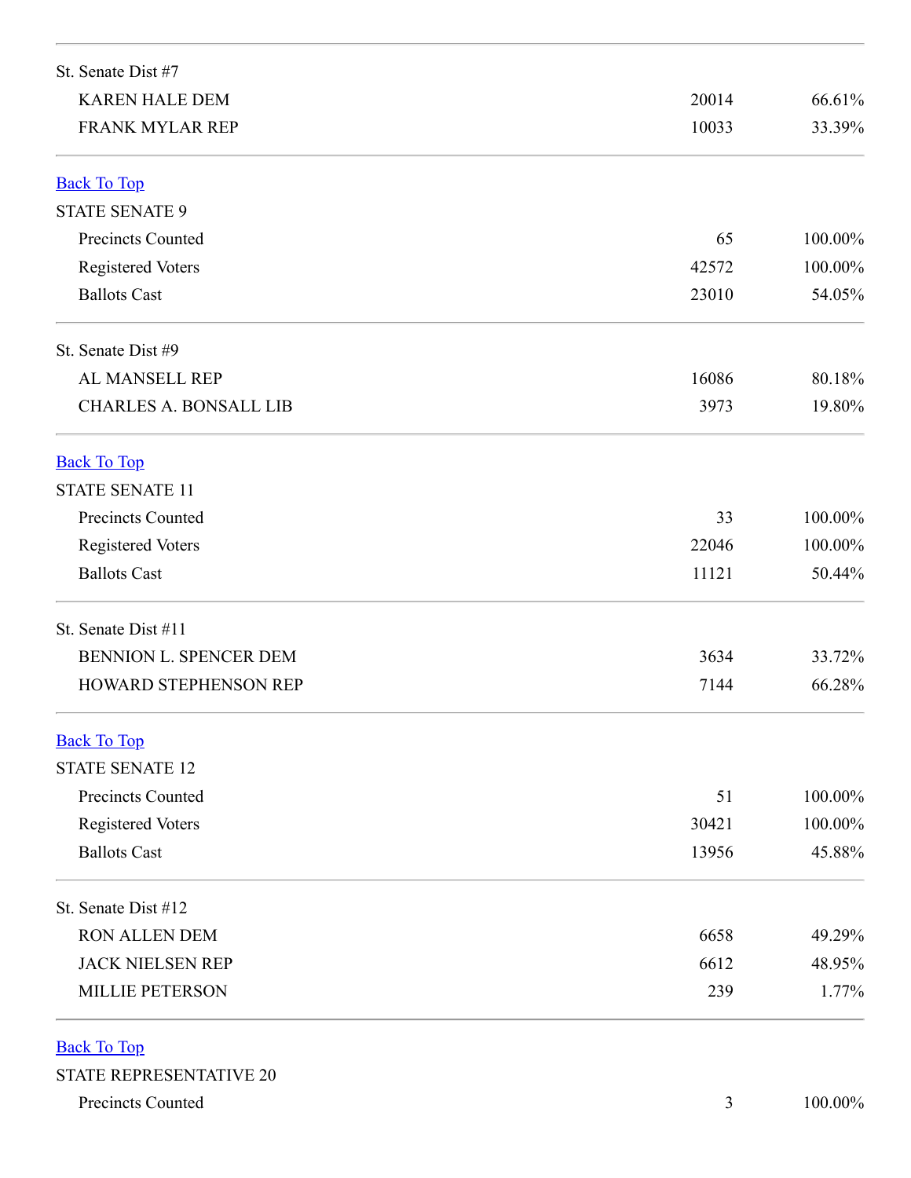| St. Senate Dist #7 | | |
|---|---|---|
| KAREN HALE DEM | 20014 | 66.61% |
| FRANK MYLAR REP | 10033 | 33.39% |

Back To Top

STATE SENATE 9

| | | |
|---|---|---|
| Precincts Counted | 65 | 100.00% |
| Registered Voters | 42572 | 100.00% |
| Ballots Cast | 23010 | 54.05% |

| St. Senate Dist #9 | | |
|---|---|---|
| AL MANSELL REP | 16086 | 80.18% |
| CHARLES A. BONSALL LIB | 3973 | 19.80% |

Back To Top

STATE SENATE 11

| | | |
|---|---|---|
| Precincts Counted | 33 | 100.00% |
| Registered Voters | 22046 | 100.00% |
| Ballots Cast | 11121 | 50.44% |

| St. Senate Dist #11 | | |
|---|---|---|
| BENNION L. SPENCER DEM | 3634 | 33.72% |
| HOWARD STEPHENSON REP | 7144 | 66.28% |

Back To Top

STATE SENATE 12

| | | |
|---|---|---|
| Precincts Counted | 51 | 100.00% |
| Registered Voters | 30421 | 100.00% |
| Ballots Cast | 13956 | 45.88% |

| St. Senate Dist #12 | | |
|---|---|---|
| RON ALLEN DEM | 6658 | 49.29% |
| JACK NIELSEN REP | 6612 | 48.95% |
| MILLIE PETERSON | 239 | 1.77% |

Back To Top

STATE REPRESENTATIVE 20

| | | |
|---|---|---|
| Precincts Counted | 3 | 100.00% |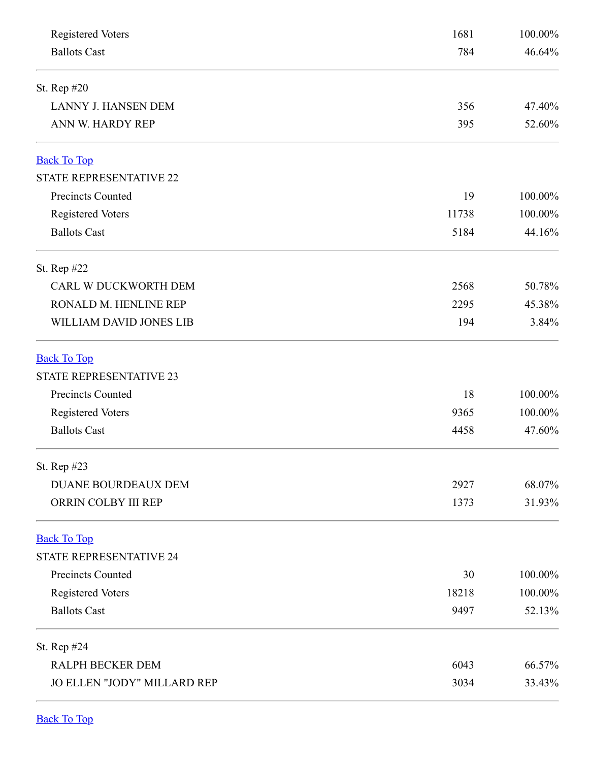| | | |
|---|---|---|
| Registered Voters | 1681 | 100.00% |
| Ballots Cast | 784 | 46.64% |

St. Rep #20

| | | |
|---|---|---|
| LANNY J. HANSEN DEM | 356 | 47.40% |
| ANN W. HARDY REP | 395 | 52.60% |

Back To Top

STATE REPRESENTATIVE 22

| | | |
|---|---|---|
| Precincts Counted | 19 | 100.00% |
| Registered Voters | 11738 | 100.00% |
| Ballots Cast | 5184 | 44.16% |

St. Rep #22

| | | |
|---|---|---|
| CARL W DUCKWORTH DEM | 2568 | 50.78% |
| RONALD M. HENLINE REP | 2295 | 45.38% |
| WILLIAM DAVID JONES LIB | 194 | 3.84% |

Back To Top

STATE REPRESENTATIVE 23

| | | |
|---|---|---|
| Precincts Counted | 18 | 100.00% |
| Registered Voters | 9365 | 100.00% |
| Ballots Cast | 4458 | 47.60% |

St. Rep #23

| | | |
|---|---|---|
| DUANE BOURDEAUX DEM | 2927 | 68.07% |
| ORRIN COLBY III REP | 1373 | 31.93% |

Back To Top

STATE REPRESENTATIVE 24

| | | |
|---|---|---|
| Precincts Counted | 30 | 100.00% |
| Registered Voters | 18218 | 100.00% |
| Ballots Cast | 9497 | 52.13% |

St. Rep #24

| | | |
|---|---|---|
| RALPH BECKER DEM | 6043 | 66.57% |
| JO ELLEN "JODY" MILLARD REP | 3034 | 33.43% |

Back To Top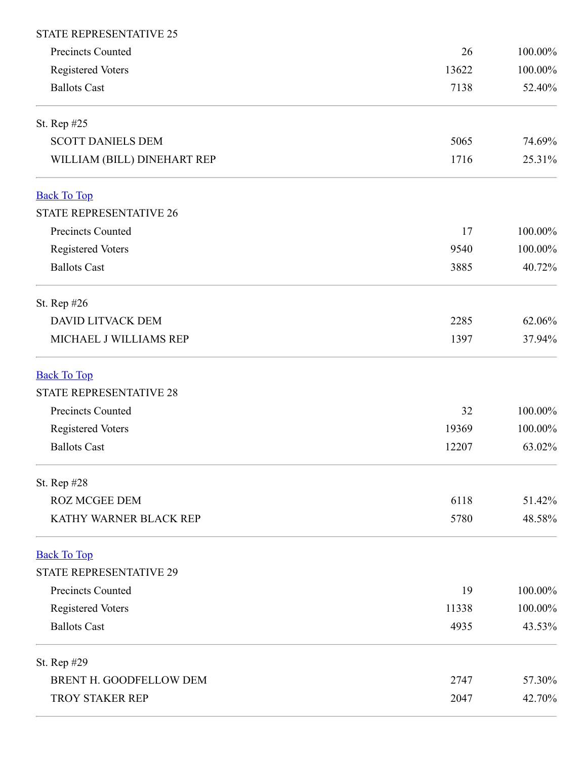STATE REPRESENTATIVE 25

| | | |
|---|---|---|
| Precincts Counted | 26 | 100.00% |
| Registered Voters | 13622 | 100.00% |
| Ballots Cast | 7138 | 52.40% |

St. Rep #25

| | | |
|---|---|---|
| SCOTT DANIELS DEM | 5065 | 74.69% |
| WILLIAM (BILL) DINEHART REP | 1716 | 25.31% |

Back To Top

STATE REPRESENTATIVE 26

| | | |
|---|---|---|
| Precincts Counted | 17 | 100.00% |
| Registered Voters | 9540 | 100.00% |
| Ballots Cast | 3885 | 40.72% |

St. Rep #26

| | | |
|---|---|---|
| DAVID LITVACK DEM | 2285 | 62.06% |
| MICHAEL J WILLIAMS REP | 1397 | 37.94% |

Back To Top

STATE REPRESENTATIVE 28

| | | |
|---|---|---|
| Precincts Counted | 32 | 100.00% |
| Registered Voters | 19369 | 100.00% |
| Ballots Cast | 12207 | 63.02% |

St. Rep #28

| | | |
|---|---|---|
| ROZ MCGEE DEM | 6118 | 51.42% |
| KATHY WARNER BLACK REP | 5780 | 48.58% |

Back To Top

STATE REPRESENTATIVE 29

| | | |
|---|---|---|
| Precincts Counted | 19 | 100.00% |
| Registered Voters | 11338 | 100.00% |
| Ballots Cast | 4935 | 43.53% |

St. Rep #29

| | | |
|---|---|---|
| BRENT H. GOODFELLOW DEM | 2747 | 57.30% |
| TROY STAKER REP | 2047 | 42.70% |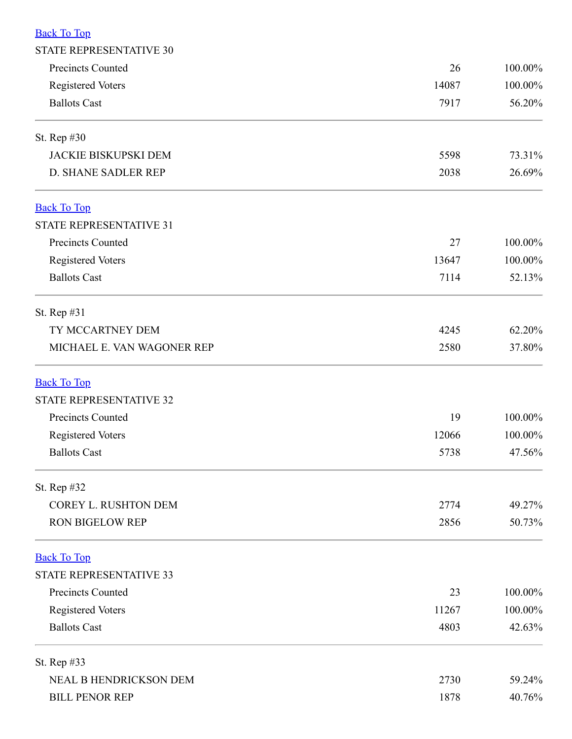Back To Top

STATE REPRESENTATIVE 30

| | | |
|---|---|---|
| Precincts Counted | 26 | 100.00% |
| Registered Voters | 14087 | 100.00% |
| Ballots Cast | 7917 | 56.20% |

St. Rep #30

| | | |
|---|---|---|
| JACKIE BISKUPSKI DEM | 5598 | 73.31% |
| D. SHANE SADLER REP | 2038 | 26.69% |

Back To Top

STATE REPRESENTATIVE 31

| | | |
|---|---|---|
| Precincts Counted | 27 | 100.00% |
| Registered Voters | 13647 | 100.00% |
| Ballots Cast | 7114 | 52.13% |

St. Rep #31

| | | |
|---|---|---|
| TY MCCARTNEY DEM | 4245 | 62.20% |
| MICHAEL E. VAN WAGONER REP | 2580 | 37.80% |

Back To Top

STATE REPRESENTATIVE 32

| | | |
|---|---|---|
| Precincts Counted | 19 | 100.00% |
| Registered Voters | 12066 | 100.00% |
| Ballots Cast | 5738 | 47.56% |

St. Rep #32

| | | |
|---|---|---|
| COREY L. RUSHTON DEM | 2774 | 49.27% |
| RON BIGELOW REP | 2856 | 50.73% |

Back To Top

STATE REPRESENTATIVE 33

| | | |
|---|---|---|
| Precincts Counted | 23 | 100.00% |
| Registered Voters | 11267 | 100.00% |
| Ballots Cast | 4803 | 42.63% |

St. Rep #33

| | | |
|---|---|---|
| NEAL B HENDRICKSON DEM | 2730 | 59.24% |
| BILL PENOR REP | 1878 | 40.76% |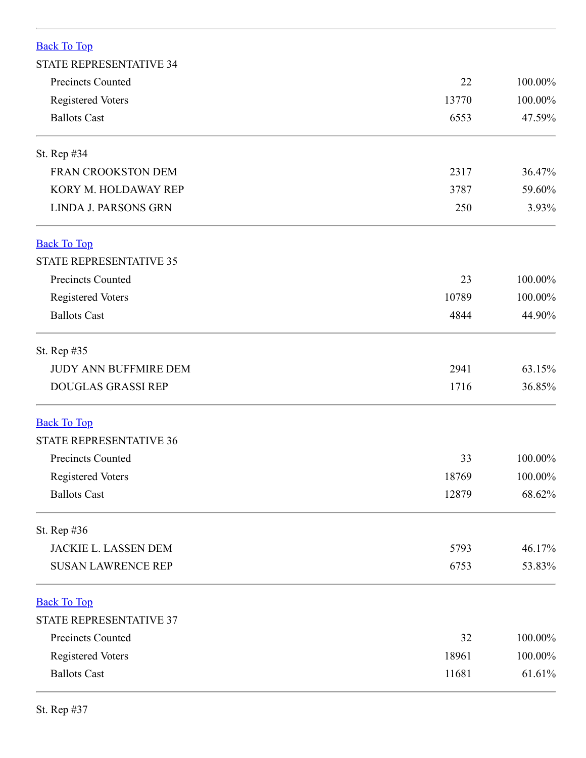---

Back To Top

STATE REPRESENTATIVE 34

| | | |
|---|---|---|
| Precincts Counted | 22 | 100.00% |
| Registered Voters | 13770 | 100.00% |
| Ballots Cast | 6553 | 47.59% |

---

St. Rep #34

| | | |
|---|---|---|
| FRAN CROOKSTON DEM | 2317 | 36.47% |
| KORY M. HOLDAWAY REP | 3787 | 59.60% |
| LINDA J. PARSONS GRN | 250 | 3.93% |

---

Back To Top

STATE REPRESENTATIVE 35

| | | |
|---|---|---|
| Precincts Counted | 23 | 100.00% |
| Registered Voters | 10789 | 100.00% |
| Ballots Cast | 4844 | 44.90% |

---

St. Rep #35

| | | |
|---|---|---|
| JUDY ANN BUFFMIRE DEM | 2941 | 63.15% |
| DOUGLAS GRASSI REP | 1716 | 36.85% |

---

Back To Top

STATE REPRESENTATIVE 36

| | | |
|---|---|---|
| Precincts Counted | 33 | 100.00% |
| Registered Voters | 18769 | 100.00% |
| Ballots Cast | 12879 | 68.62% |

---

St. Rep #36

| | | |
|---|---|---|
| JACKIE L. LASSEN DEM | 5793 | 46.17% |
| SUSAN LAWRENCE REP | 6753 | 53.83% |

---

Back To Top

STATE REPRESENTATIVE 37

| | | |
|---|---|---|
| Precincts Counted | 32 | 100.00% |
| Registered Voters | 18961 | 100.00% |
| Ballots Cast | 11681 | 61.61% |

---

St. Rep #37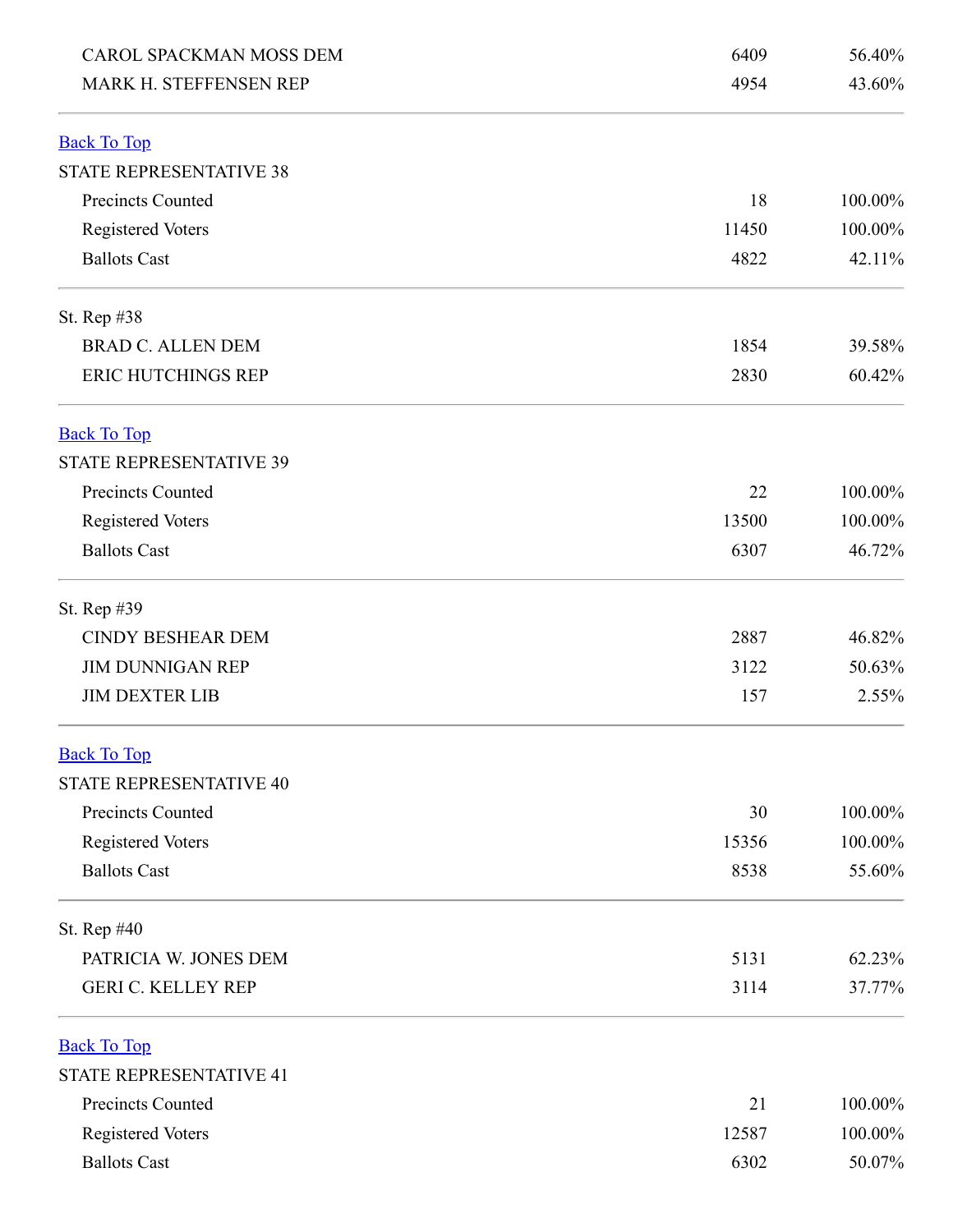| | | |
|---|---|---|
| CAROL SPACKMAN MOSS DEM | 6409 | 56.40% |
| MARK H. STEFFENSEN REP | 4954 | 43.60% |

---

[Back To Top]

STATE REPRESENTATIVE 38

| | | |
|---|---|---|
| Precincts Counted | 18 | 100.00% |
| Registered Voters | 11450 | 100.00% |
| Ballots Cast | 4822 | 42.11% |

---

St. Rep #38

| | | |
|---|---|---|
| BRAD C. ALLEN DEM | 1854 | 39.58% |
| ERIC HUTCHINGS REP | 2830 | 60.42% |

---

[Back To Top]

STATE REPRESENTATIVE 39

| | | |
|---|---|---|
| Precincts Counted | 22 | 100.00% |
| Registered Voters | 13500 | 100.00% |
| Ballots Cast | 6307 | 46.72% |

---

St. Rep #39

| | | |
|---|---|---|
| CINDY BESHEAR DEM | 2887 | 46.82% |
| JIM DUNNIGAN REP | 3122 | 50.63% |
| JIM DEXTER LIB | 157 | 2.55% |

---

[Back To Top]

STATE REPRESENTATIVE 40

| | | |
|---|---|---|
| Precincts Counted | 30 | 100.00% |
| Registered Voters | 15356 | 100.00% |
| Ballots Cast | 8538 | 55.60% |

---

St. Rep #40

| | | |
|---|---|---|
| PATRICIA W. JONES DEM | 5131 | 62.23% |
| GERI C. KELLEY REP | 3114 | 37.77% |

---

[Back To Top]

STATE REPRESENTATIVE 41

| | | |
|---|---|---|
| Precincts Counted | 21 | 100.00% |
| Registered Voters | 12587 | 100.00% |
| Ballots Cast | 6302 | 50.07% |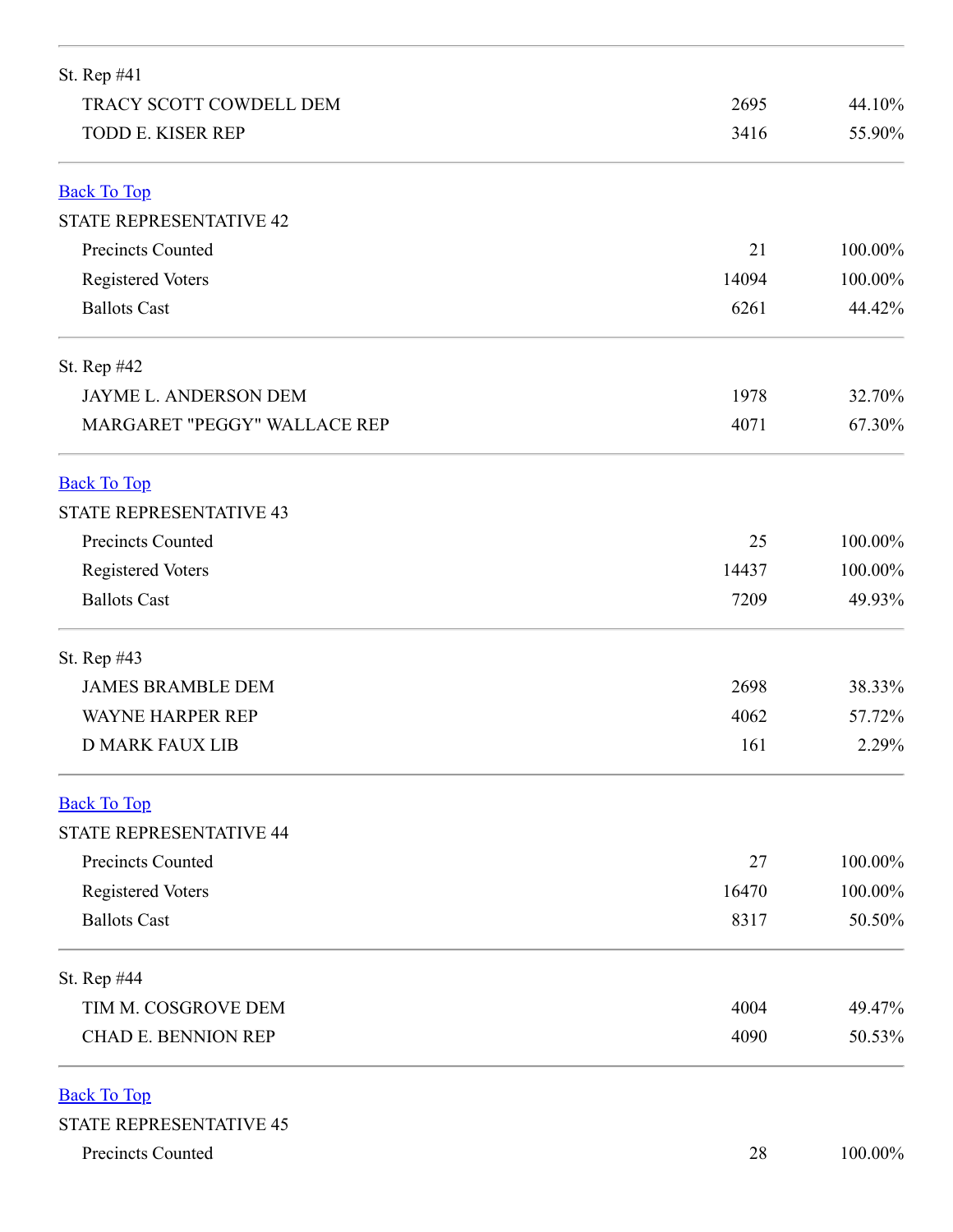| | | |
|---|---|---|
| St. Rep #41 | | |
| TRACY SCOTT COWDELL DEM | 2695 | 44.10% |
| TODD E. KISER REP | 3416 | 55.90% |

[Back To Top]

STATE REPRESENTATIVE 42

| | | |
|---|---|---|
| Precincts Counted | 21 | 100.00% |
| Registered Voters | 14094 | 100.00% |
| Ballots Cast | 6261 | 44.42% |

| | | |
|---|---|---|
| St. Rep #42 | | |
| JAYME L. ANDERSON DEM | 1978 | 32.70% |
| MARGARET "PEGGY" WALLACE REP | 4071 | 67.30% |

[Back To Top]

STATE REPRESENTATIVE 43

| | | |
|---|---|---|
| Precincts Counted | 25 | 100.00% |
| Registered Voters | 14437 | 100.00% |
| Ballots Cast | 7209 | 49.93% |

| | | |
|---|---|---|
| St. Rep #43 | | |
| JAMES BRAMBLE DEM | 2698 | 38.33% |
| WAYNE HARPER REP | 4062 | 57.72% |
| D MARK FAUX LIB | 161 | 2.29% |

[Back To Top]

STATE REPRESENTATIVE 44

| | | |
|---|---|---|
| Precincts Counted | 27 | 100.00% |
| Registered Voters | 16470 | 100.00% |
| Ballots Cast | 8317 | 50.50% |

| | | |
|---|---|---|
| St. Rep #44 | | |
| TIM M. COSGROVE DEM | 4004 | 49.47% |
| CHAD E. BENNION REP | 4090 | 50.53% |

[Back To Top]

STATE REPRESENTATIVE 45

| | | |
|---|---|---|
| Precincts Counted | 28 | 100.00% |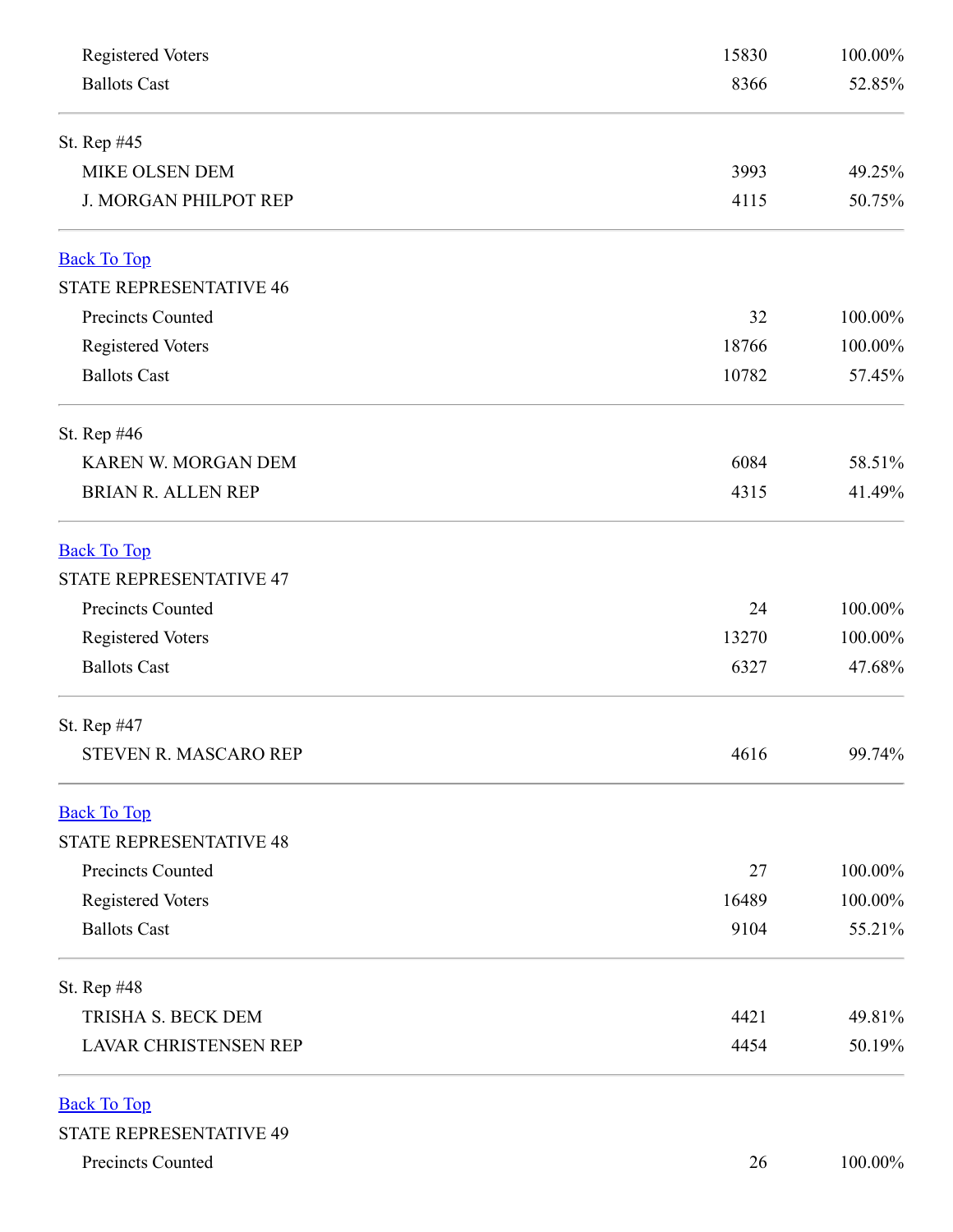| | | |
|---|---|---|
| Registered Voters | 15830 | 100.00% |
| Ballots Cast | 8366 | 52.85% |

St. Rep #45

| | | |
|---|---|---|
| MIKE OLSEN DEM | 3993 | 49.25% |
| J. MORGAN PHILPOT REP | 4115 | 50.75% |

Back To Top

STATE REPRESENTATIVE 46

| | | |
|---|---|---|
| Precincts Counted | 32 | 100.00% |
| Registered Voters | 18766 | 100.00% |
| Ballots Cast | 10782 | 57.45% |

St. Rep #46

| | | |
|---|---|---|
| KAREN W. MORGAN DEM | 6084 | 58.51% |
| BRIAN R. ALLEN REP | 4315 | 41.49% |

Back To Top

STATE REPRESENTATIVE 47

| | | |
|---|---|---|
| Precincts Counted | 24 | 100.00% |
| Registered Voters | 13270 | 100.00% |
| Ballots Cast | 6327 | 47.68% |

St. Rep #47

| | | |
|---|---|---|
| STEVEN R. MASCARO REP | 4616 | 99.74% |

Back To Top

STATE REPRESENTATIVE 48

| | | |
|---|---|---|
| Precincts Counted | 27 | 100.00% |
| Registered Voters | 16489 | 100.00% |
| Ballots Cast | 9104 | 55.21% |

St. Rep #48

| | | |
|---|---|---|
| TRISHA S. BECK DEM | 4421 | 49.81% |
| LAVAR CHRISTENSEN REP | 4454 | 50.19% |

Back To Top

STATE REPRESENTATIVE 49

| | | |
|---|---|---|
| Precincts Counted | 26 | 100.00% |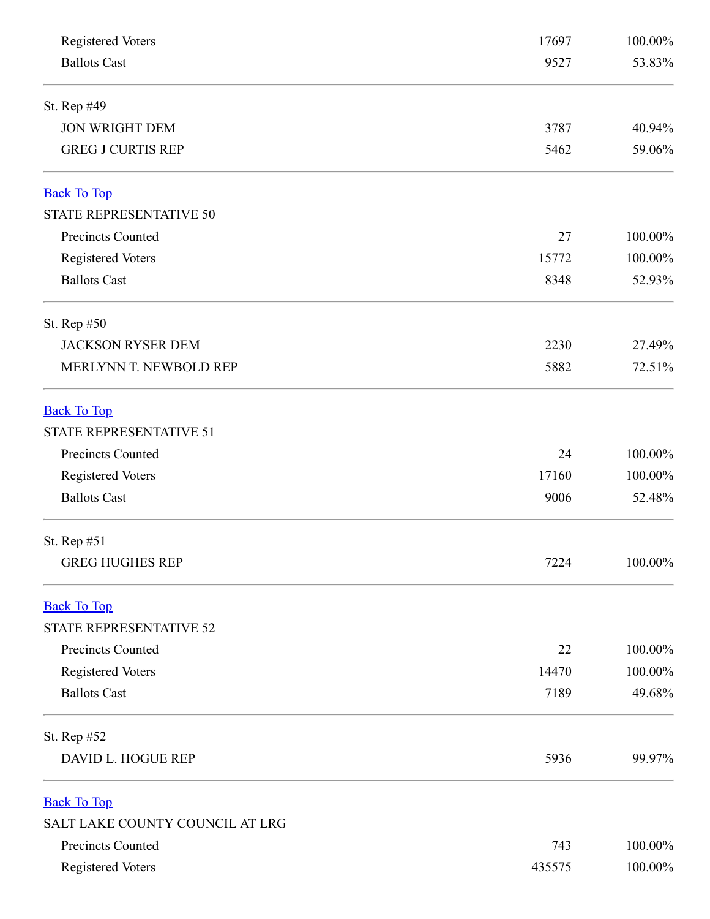| | | |
|---|---|---|
| Registered Voters | 17697 | 100.00% |
| Ballots Cast | 9527 | 53.83% |

St. Rep #49

| | | |
|---|---|---|
| JON WRIGHT DEM | 3787 | 40.94% |
| GREG J CURTIS REP | 5462 | 59.06% |

Back To Top

STATE REPRESENTATIVE 50

| | | |
|---|---|---|
| Precincts Counted | 27 | 100.00% |
| Registered Voters | 15772 | 100.00% |
| Ballots Cast | 8348 | 52.93% |

St. Rep #50

| | | |
|---|---|---|
| JACKSON RYSER DEM | 2230 | 27.49% |
| MERLYNN T. NEWBOLD REP | 5882 | 72.51% |

Back To Top

STATE REPRESENTATIVE 51

| | | |
|---|---|---|
| Precincts Counted | 24 | 100.00% |
| Registered Voters | 17160 | 100.00% |
| Ballots Cast | 9006 | 52.48% |

St. Rep #51

| | | |
|---|---|---|
| GREG HUGHES REP | 7224 | 100.00% |

Back To Top

STATE REPRESENTATIVE 52

| | | |
|---|---|---|
| Precincts Counted | 22 | 100.00% |
| Registered Voters | 14470 | 100.00% |
| Ballots Cast | 7189 | 49.68% |

St. Rep #52

| | | |
|---|---|---|
| DAVID L. HOGUE REP | 5936 | 99.97% |

Back To Top

SALT LAKE COUNTY COUNCIL AT LRG

| | | |
|---|---|---|
| Precincts Counted | 743 | 100.00% |
| Registered Voters | 435575 | 100.00% |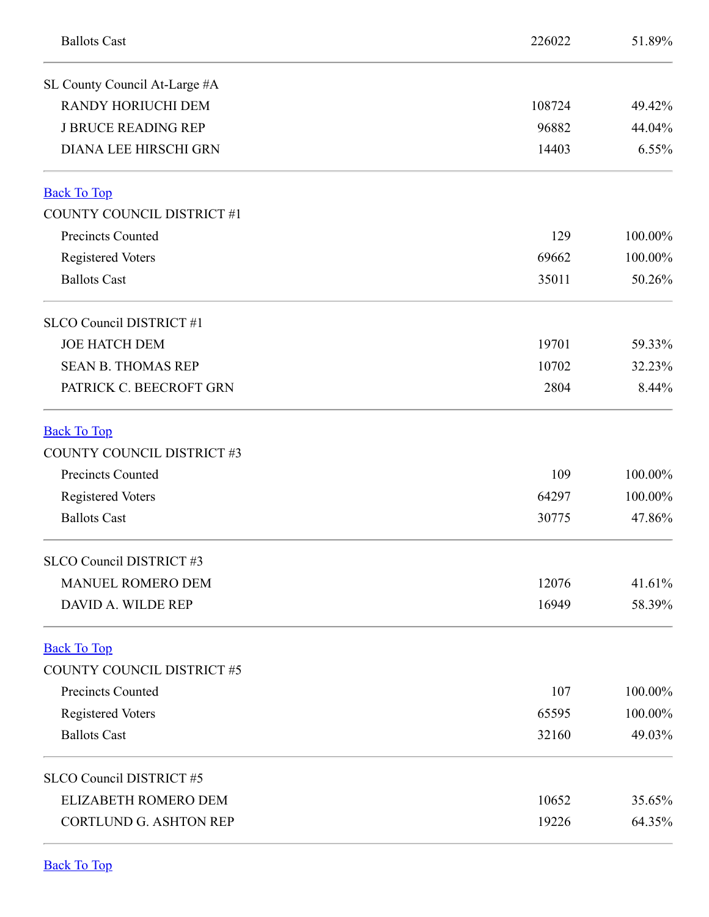| | | |
|---|---|---|
| Ballots Cast | 226022 | 51.89% |

SL County Council At-Large #A

| | | |
|---|---|---|
| RANDY HORIUCHI DEM | 108724 | 49.42% |
| J BRUCE READING REP | 96882 | 44.04% |
| DIANA LEE HIRSCHI GRN | 14403 | 6.55% |

Back To Top

COUNTY COUNCIL DISTRICT #1

| | | |
|---|---|---|
| Precincts Counted | 129 | 100.00% |
| Registered Voters | 69662 | 100.00% |
| Ballots Cast | 35011 | 50.26% |

SLCO Council DISTRICT #1

| | | |
|---|---|---|
| JOE HATCH DEM | 19701 | 59.33% |
| SEAN B. THOMAS REP | 10702 | 32.23% |
| PATRICK C. BEECROFT GRN | 2804 | 8.44% |

Back To Top

COUNTY COUNCIL DISTRICT #3

| | | |
|---|---|---|
| Precincts Counted | 109 | 100.00% |
| Registered Voters | 64297 | 100.00% |
| Ballots Cast | 30775 | 47.86% |

SLCO Council DISTRICT #3

| | | |
|---|---|---|
| MANUEL ROMERO DEM | 12076 | 41.61% |
| DAVID A. WILDE REP | 16949 | 58.39% |

Back To Top

COUNTY COUNCIL DISTRICT #5

| | | |
|---|---|---|
| Precincts Counted | 107 | 100.00% |
| Registered Voters | 65595 | 100.00% |
| Ballots Cast | 32160 | 49.03% |

SLCO Council DISTRICT #5

| | | |
|---|---|---|
| ELIZABETH ROMERO DEM | 10652 | 35.65% |
| CORTLUND G. ASHTON REP | 19226 | 64.35% |

Back To Top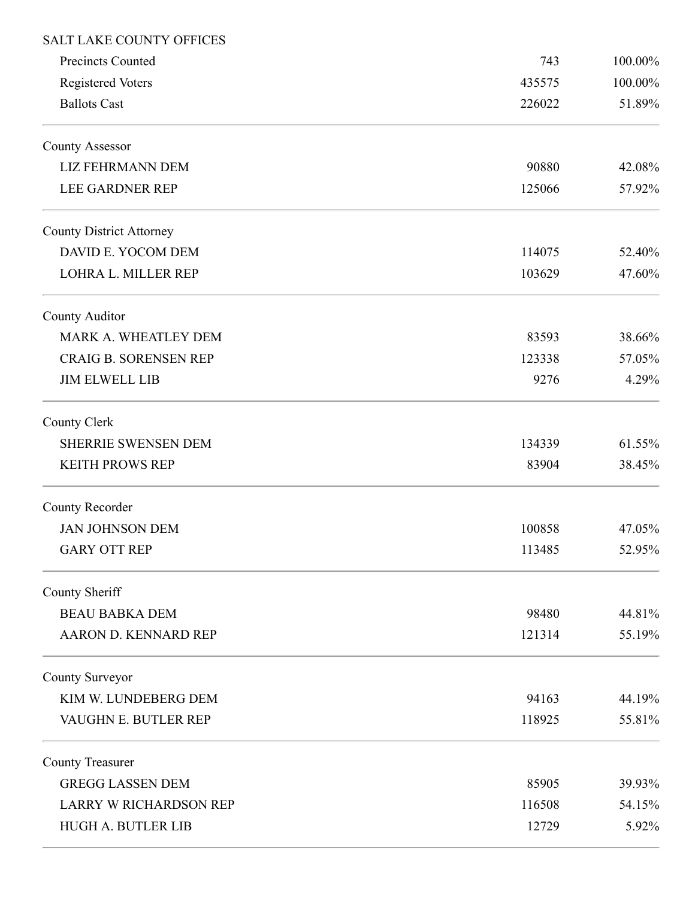## SALT LAKE COUNTY OFFICES

| | | |
|---|---|---|
| Precincts Counted | 743 | 100.00% |
| Registered Voters | 435575 | 100.00% |
| Ballots Cast | 226022 | 51.89% |

### County Assessor

| | | |
|---|---|---|
| LIZ FEHRMANN DEM | 90880 | 42.08% |
| LEE GARDNER REP | 125066 | 57.92% |

### County District Attorney

| | | |
|---|---|---|
| DAVID E. YOCOM DEM | 114075 | 52.40% |
| LOHRA L. MILLER REP | 103629 | 47.60% |

### County Auditor

| | | |
|---|---|---|
| MARK A. WHEATLEY DEM | 83593 | 38.66% |
| CRAIG B. SORENSEN REP | 123338 | 57.05% |
| JIM ELWELL LIB | 9276 | 4.29% |

### County Clerk

| | | |
|---|---|---|
| SHERRIE SWENSEN DEM | 134339 | 61.55% |
| KEITH PROWS REP | 83904 | 38.45% |

### County Recorder

| | | |
|---|---|---|
| JAN JOHNSON DEM | 100858 | 47.05% |
| GARY OTT REP | 113485 | 52.95% |

### County Sheriff

| | | |
|---|---|---|
| BEAU BABKA DEM | 98480 | 44.81% |
| AARON D. KENNARD REP | 121314 | 55.19% |

### County Surveyor

| | | |
|---|---|---|
| KIM W. LUNDEBERG DEM | 94163 | 44.19% |
| VAUGHN E. BUTLER REP | 118925 | 55.81% |

### County Treasurer

| | | |
|---|---|---|
| GREGG LASSEN DEM | 85905 | 39.93% |
| LARRY W RICHARDSON REP | 116508 | 54.15% |
| HUGH A. BUTLER LIB | 12729 | 5.92% |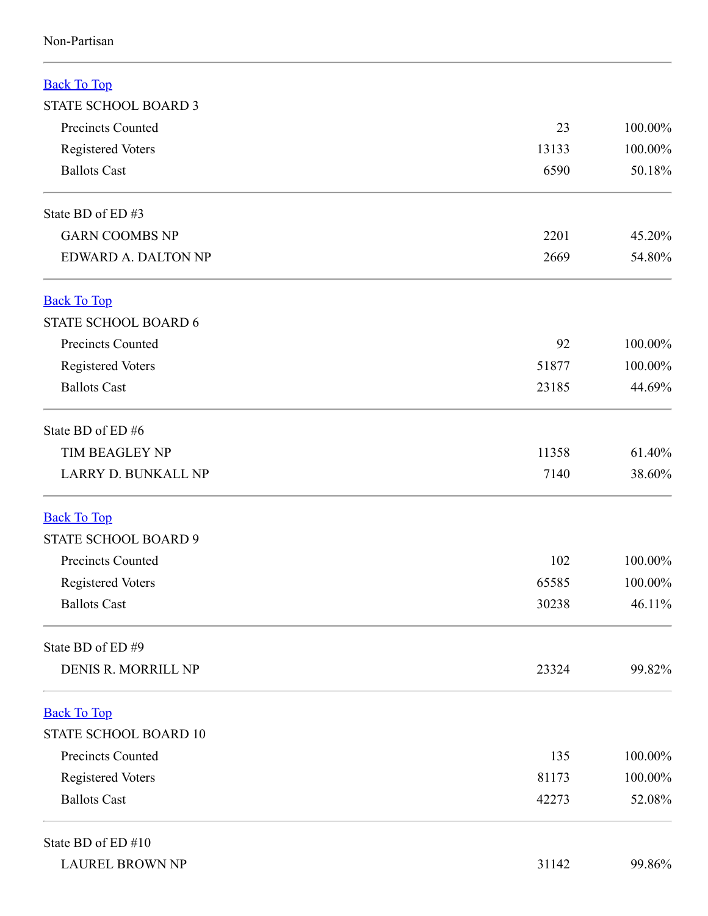Non-Partisan

---

Back To Top

STATE SCHOOL BOARD 3

| | | |
|---|---|---|
| Precincts Counted | 23 | 100.00% |
| Registered Voters | 13133 | 100.00% |
| Ballots Cast | 6590 | 50.18% |

State BD of ED #3

| | | |
|---|---|---|
| GARN COOMBS NP | 2201 | 45.20% |
| EDWARD A. DALTON NP | 2669 | 54.80% |

---

Back To Top

STATE SCHOOL BOARD 6

| | | |
|---|---|---|
| Precincts Counted | 92 | 100.00% |
| Registered Voters | 51877 | 100.00% |
| Ballots Cast | 23185 | 44.69% |

State BD of ED #6

| | | |
|---|---|---|
| TIM BEAGLEY NP | 11358 | 61.40% |
| LARRY D. BUNKALL NP | 7140 | 38.60% |

---

Back To Top

STATE SCHOOL BOARD 9

| | | |
|---|---|---|
| Precincts Counted | 102 | 100.00% |
| Registered Voters | 65585 | 100.00% |
| Ballots Cast | 30238 | 46.11% |

State BD of ED #9

| | | |
|---|---|---|
| DENIS R. MORRILL NP | 23324 | 99.82% |

---

Back To Top

STATE SCHOOL BOARD 10

| | | |
|---|---|---|
| Precincts Counted | 135 | 100.00% |
| Registered Voters | 81173 | 100.00% |
| Ballots Cast | 42273 | 52.08% |

State BD of ED #10

| | | |
|---|---|---|
| LAUREL BROWN NP | 31142 | 99.86% |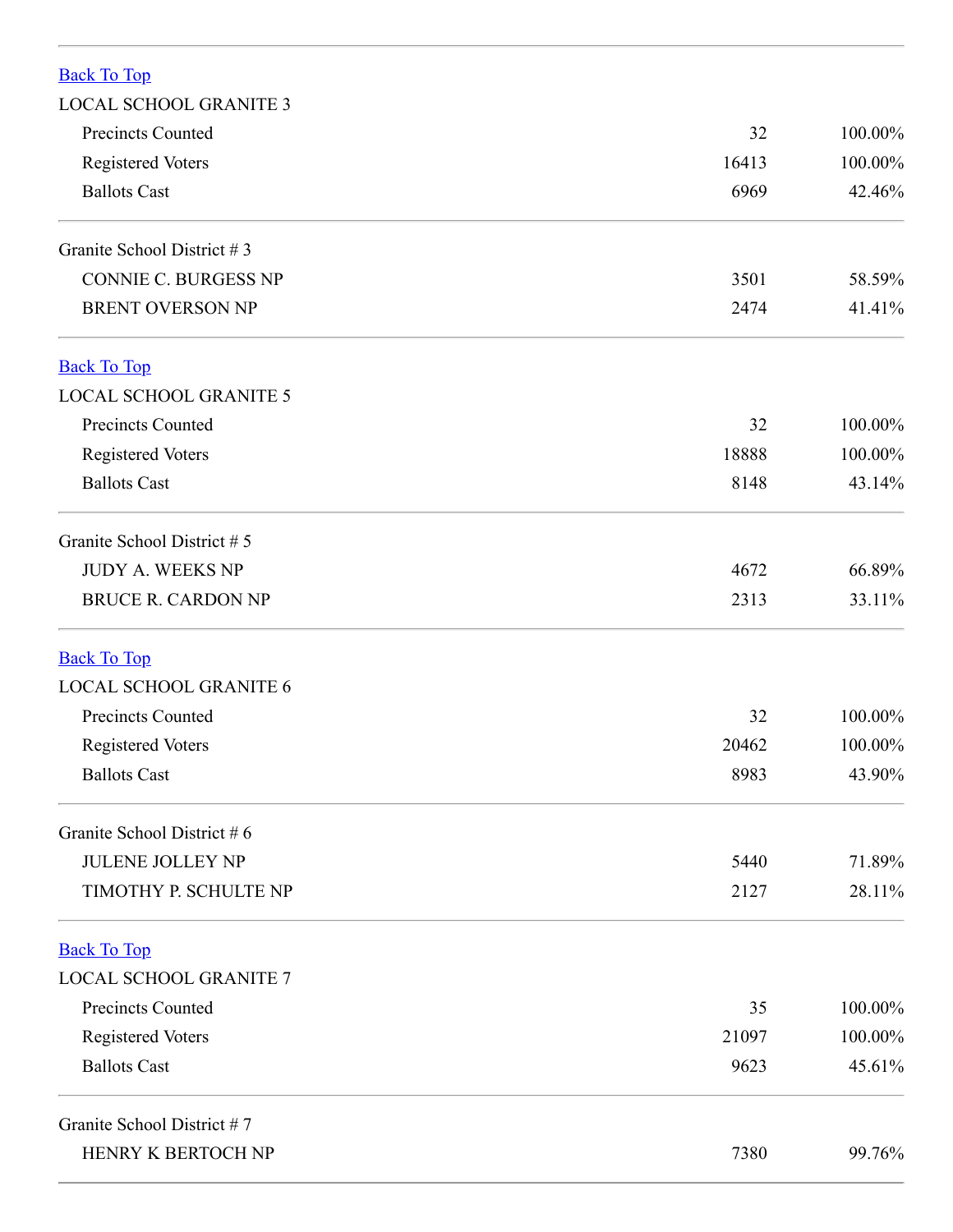Back To Top

LOCAL SCHOOL GRANITE 3

| | | |
|---|---|---|
| Precincts Counted | 32 | 100.00% |
| Registered Voters | 16413 | 100.00% |
| Ballots Cast | 6969 | 42.46% |

Granite School District # 3

| | | |
|---|---|---|
| CONNIE C. BURGESS NP | 3501 | 58.59% |
| BRENT OVERSON NP | 2474 | 41.41% |

Back To Top

LOCAL SCHOOL GRANITE 5

| | | |
|---|---|---|
| Precincts Counted | 32 | 100.00% |
| Registered Voters | 18888 | 100.00% |
| Ballots Cast | 8148 | 43.14% |

Granite School District # 5

| | | |
|---|---|---|
| JUDY A. WEEKS NP | 4672 | 66.89% |
| BRUCE R. CARDON NP | 2313 | 33.11% |

Back To Top

LOCAL SCHOOL GRANITE 6

| | | |
|---|---|---|
| Precincts Counted | 32 | 100.00% |
| Registered Voters | 20462 | 100.00% |
| Ballots Cast | 8983 | 43.90% |

Granite School District # 6

| | | |
|---|---|---|
| JULENE JOLLEY NP | 5440 | 71.89% |
| TIMOTHY P. SCHULTE NP | 2127 | 28.11% |

Back To Top

LOCAL SCHOOL GRANITE 7

| | | |
|---|---|---|
| Precincts Counted | 35 | 100.00% |
| Registered Voters | 21097 | 100.00% |
| Ballots Cast | 9623 | 45.61% |

Granite School District # 7

| | | |
|---|---|---|
| HENRY K BERTOCH NP | 7380 | 99.76% |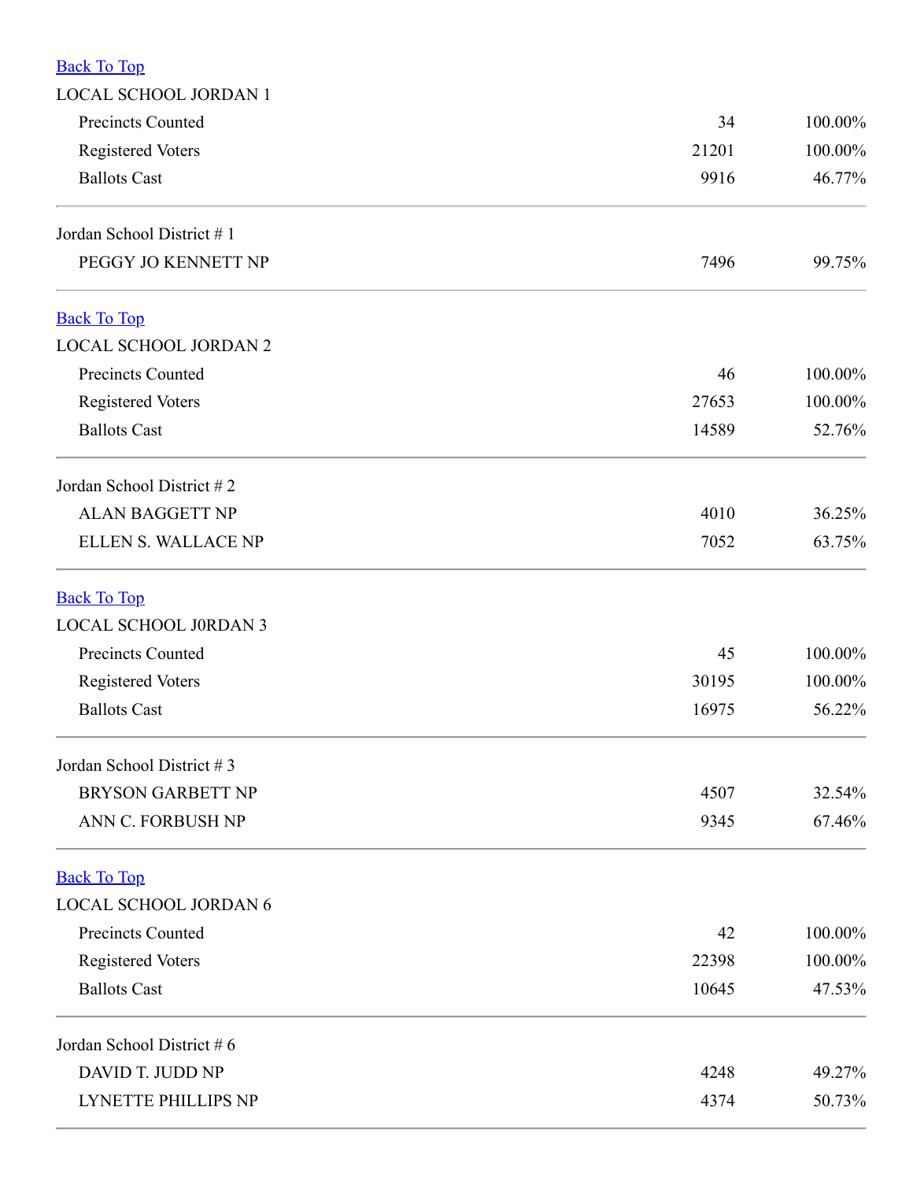[Back To Top]

LOCAL SCHOOL JORDAN 1

| | | |
|---|---|---|
| Precincts Counted | 34 | 100.00% |
| Registered Voters | 21201 | 100.00% |
| Ballots Cast | 9916 | 46.77% |

Jordan School District # 1

| | | |
|---|---|---|
| PEGGY JO KENNETT NP | 7496 | 99.75% |

[Back To Top]

LOCAL SCHOOL JORDAN 2

| | | |
|---|---|---|
| Precincts Counted | 46 | 100.00% |
| Registered Voters | 27653 | 100.00% |
| Ballots Cast | 14589 | 52.76% |

Jordan School District # 2

| | | |
|---|---|---|
| ALAN BAGGETT NP | 4010 | 36.25% |
| ELLEN S. WALLACE NP | 7052 | 63.75% |

[Back To Top]

LOCAL SCHOOL J0RDAN 3

| | | |
|---|---|---|
| Precincts Counted | 45 | 100.00% |
| Registered Voters | 30195 | 100.00% |
| Ballots Cast | 16975 | 56.22% |

Jordan School District # 3

| | | |
|---|---|---|
| BRYSON GARBETT NP | 4507 | 32.54% |
| ANN C. FORBUSH NP | 9345 | 67.46% |

[Back To Top]

LOCAL SCHOOL JORDAN 6

| | | |
|---|---|---|
| Precincts Counted | 42 | 100.00% |
| Registered Voters | 22398 | 100.00% |
| Ballots Cast | 10645 | 47.53% |

Jordan School District # 6

| | | |
|---|---|---|
| DAVID T. JUDD NP | 4248 | 49.27% |
| LYNETTE PHILLIPS NP | 4374 | 50.73% |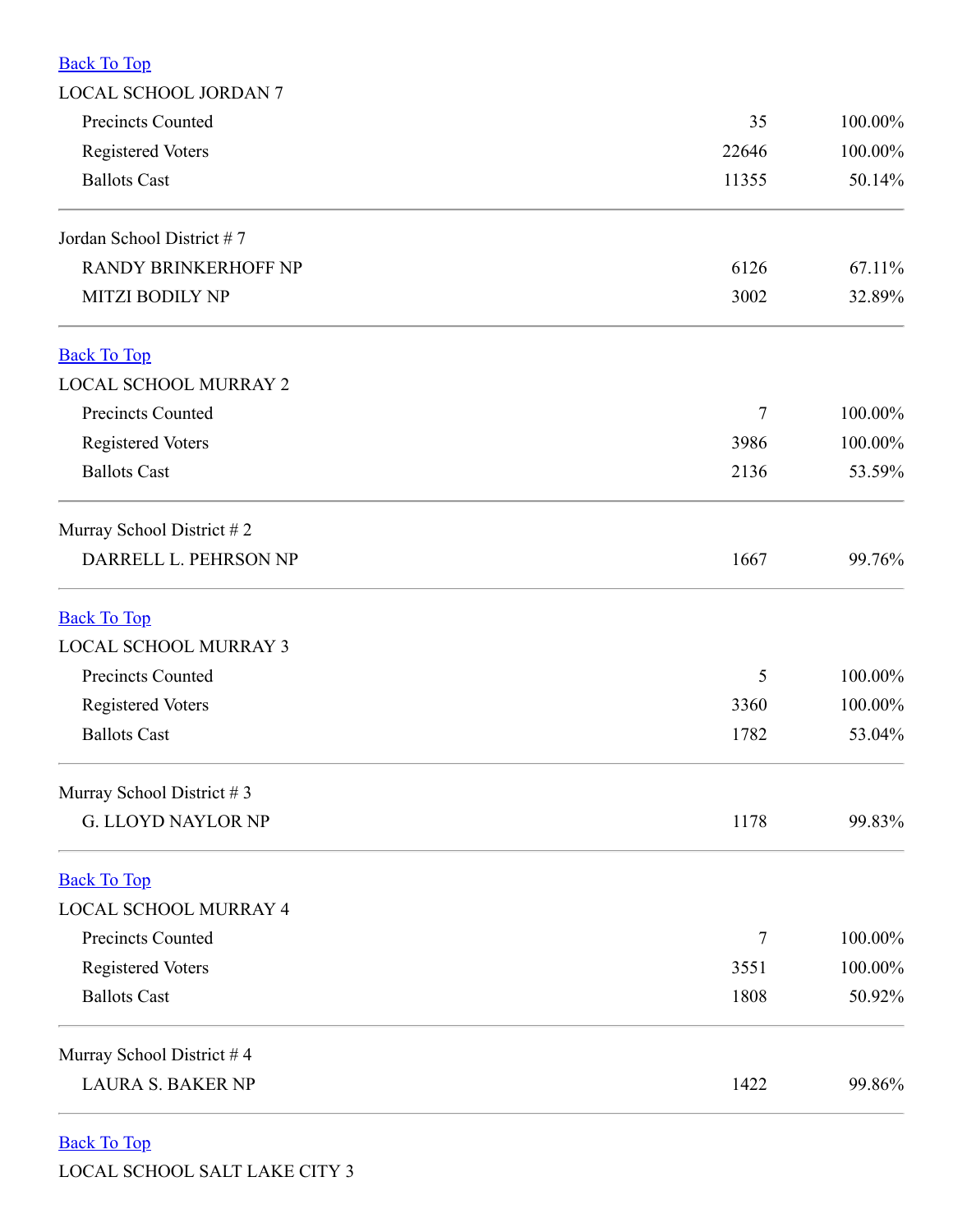[Back To Top]

LOCAL SCHOOL JORDAN 7

| | | |
|---|---|---|
| Precincts Counted | 35 | 100.00% |
| Registered Voters | 22646 | 100.00% |
| Ballots Cast | 11355 | 50.14% |

Jordan School District # 7

| | | |
|---|---|---|
| RANDY BRINKERHOFF NP | 6126 | 67.11% |
| MITZI BODILY NP | 3002 | 32.89% |

[Back To Top]

LOCAL SCHOOL MURRAY 2

| | | |
|---|---|---|
| Precincts Counted | 7 | 100.00% |
| Registered Voters | 3986 | 100.00% |
| Ballots Cast | 2136 | 53.59% |

Murray School District # 2

| | | |
|---|---|---|
| DARRELL L. PEHRSON NP | 1667 | 99.76% |

[Back To Top]

LOCAL SCHOOL MURRAY 3

| | | |
|---|---|---|
| Precincts Counted | 5 | 100.00% |
| Registered Voters | 3360 | 100.00% |
| Ballots Cast | 1782 | 53.04% |

Murray School District # 3

| | | |
|---|---|---|
| G. LLOYD NAYLOR NP | 1178 | 99.83% |

[Back To Top]

LOCAL SCHOOL MURRAY 4

| | | |
|---|---|---|
| Precincts Counted | 7 | 100.00% |
| Registered Voters | 3551 | 100.00% |
| Ballots Cast | 1808 | 50.92% |

Murray School District # 4

| | | |
|---|---|---|
| LAURA S. BAKER NP | 1422 | 99.86% |

[Back To Top]

LOCAL SCHOOL SALT LAKE CITY 3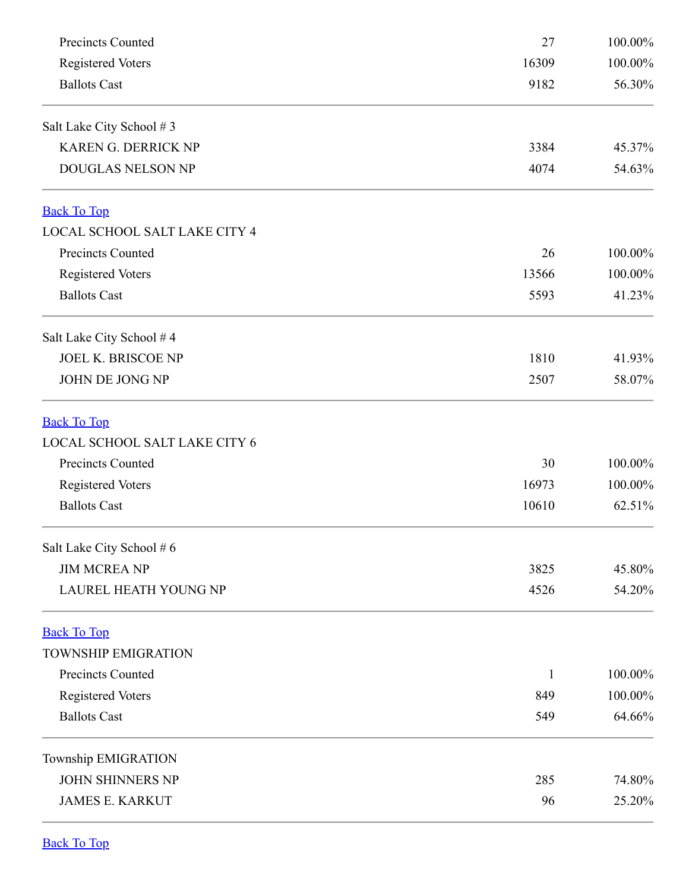| | | |
|---|---|---|
| Precincts Counted | 27 | 100.00% |
| Registered Voters | 16309 | 100.00% |
| Ballots Cast | 9182 | 56.30% |

Salt Lake City School # 3

| | | |
|---|---|---|
| KAREN G. DERRICK NP | 3384 | 45.37% |
| DOUGLAS NELSON NP | 4074 | 54.63% |

Back To Top

LOCAL SCHOOL SALT LAKE CITY 4

| | | |
|---|---|---|
| Precincts Counted | 26 | 100.00% |
| Registered Voters | 13566 | 100.00% |
| Ballots Cast | 5593 | 41.23% |

Salt Lake City School # 4

| | | |
|---|---|---|
| JOEL K. BRISCOE NP | 1810 | 41.93% |
| JOHN DE JONG NP | 2507 | 58.07% |

Back To Top

LOCAL SCHOOL SALT LAKE CITY 6

| | | |
|---|---|---|
| Precincts Counted | 30 | 100.00% |
| Registered Voters | 16973 | 100.00% |
| Ballots Cast | 10610 | 62.51% |

Salt Lake City School # 6

| | | |
|---|---|---|
| JIM MCREA NP | 3825 | 45.80% |
| LAUREL HEATH YOUNG NP | 4526 | 54.20% |

Back To Top

TOWNSHIP EMIGRATION

| | | |
|---|---|---|
| Precincts Counted | 1 | 100.00% |
| Registered Voters | 849 | 100.00% |
| Ballots Cast | 549 | 64.66% |

Township EMIGRATION

| | | |
|---|---|---|
| JOHN SHINNERS NP | 285 | 74.80% |
| JAMES E. KARKUT | 96 | 25.20% |

Back To Top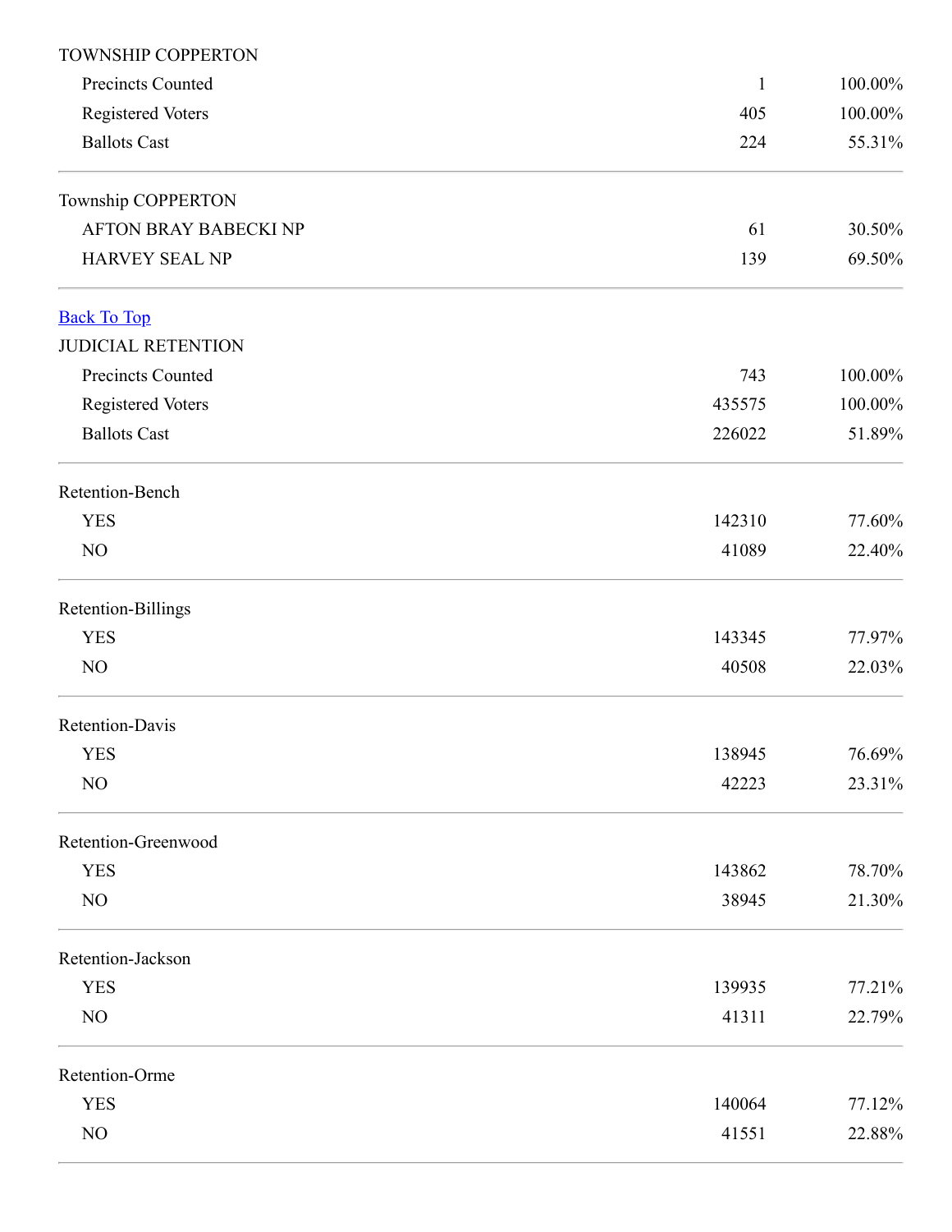TOWNSHIP COPPERTON

| | | |
|---|---|---|
| Precincts Counted | 1 | 100.00% |
| Registered Voters | 405 | 100.00% |
| Ballots Cast | 224 | 55.31% |

Township COPPERTON

| | | |
|---|---|---|
| AFTON BRAY BABECKI NP | 61 | 30.50% |
| HARVEY SEAL NP | 139 | 69.50% |

Back To Top

JUDICIAL RETENTION

| | | |
|---|---|---|
| Precincts Counted | 743 | 100.00% |
| Registered Voters | 435575 | 100.00% |
| Ballots Cast | 226022 | 51.89% |

Retention-Bench

| | | |
|---|---|---|
| YES | 142310 | 77.60% |
| NO | 41089 | 22.40% |

Retention-Billings

| | | |
|---|---|---|
| YES | 143345 | 77.97% |
| NO | 40508 | 22.03% |

Retention-Davis

| | | |
|---|---|---|
| YES | 138945 | 76.69% |
| NO | 42223 | 23.31% |

Retention-Greenwood

| | | |
|---|---|---|
| YES | 143862 | 78.70% |
| NO | 38945 | 21.30% |

Retention-Jackson

| | | |
|---|---|---|
| YES | 139935 | 77.21% |
| NO | 41311 | 22.79% |

Retention-Orme

| | | |
|---|---|---|
| YES | 140064 | 77.12% |
| NO | 41551 | 22.88% |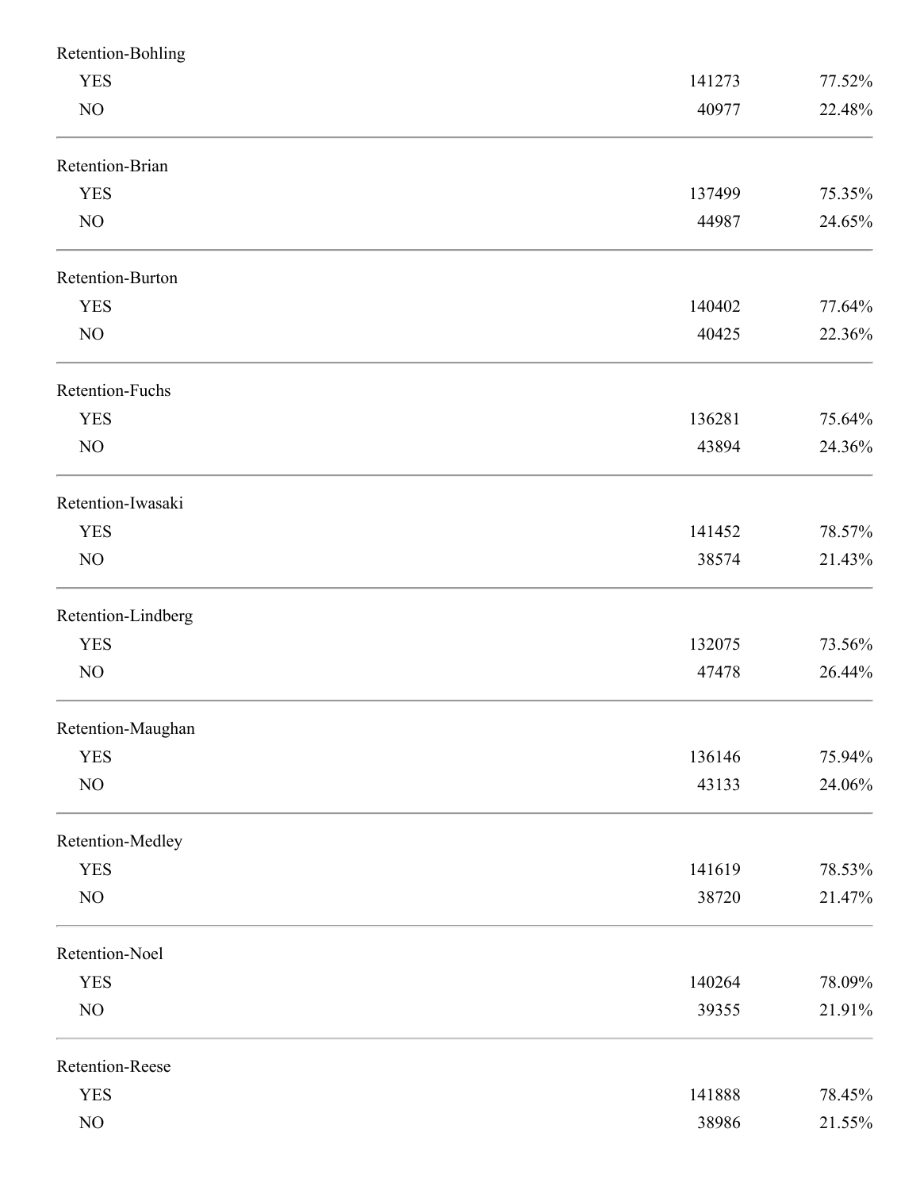Retention-Bohling

| | | |
|---|---|---|
| YES | 141273 | 77.52% |
| NO | 40977 | 22.48% |

Retention-Brian

| | | |
|---|---|---|
| YES | 137499 | 75.35% |
| NO | 44987 | 24.65% |

Retention-Burton

| | | |
|---|---|---|
| YES | 140402 | 77.64% |
| NO | 40425 | 22.36% |

Retention-Fuchs

| | | |
|---|---|---|
| YES | 136281 | 75.64% |
| NO | 43894 | 24.36% |

Retention-Iwasaki

| | | |
|---|---|---|
| YES | 141452 | 78.57% |
| NO | 38574 | 21.43% |

Retention-Lindberg

| | | |
|---|---|---|
| YES | 132075 | 73.56% |
| NO | 47478 | 26.44% |

Retention-Maughan

| | | |
|---|---|---|
| YES | 136146 | 75.94% |
| NO | 43133 | 24.06% |

Retention-Medley

| | | |
|---|---|---|
| YES | 141619 | 78.53% |
| NO | 38720 | 21.47% |

Retention-Noel

| | | |
|---|---|---|
| YES | 140264 | 78.09% |
| NO | 39355 | 21.91% |

Retention-Reese

| | | |
|---|---|---|
| YES | 141888 | 78.45% |
| NO | 38986 | 21.55% |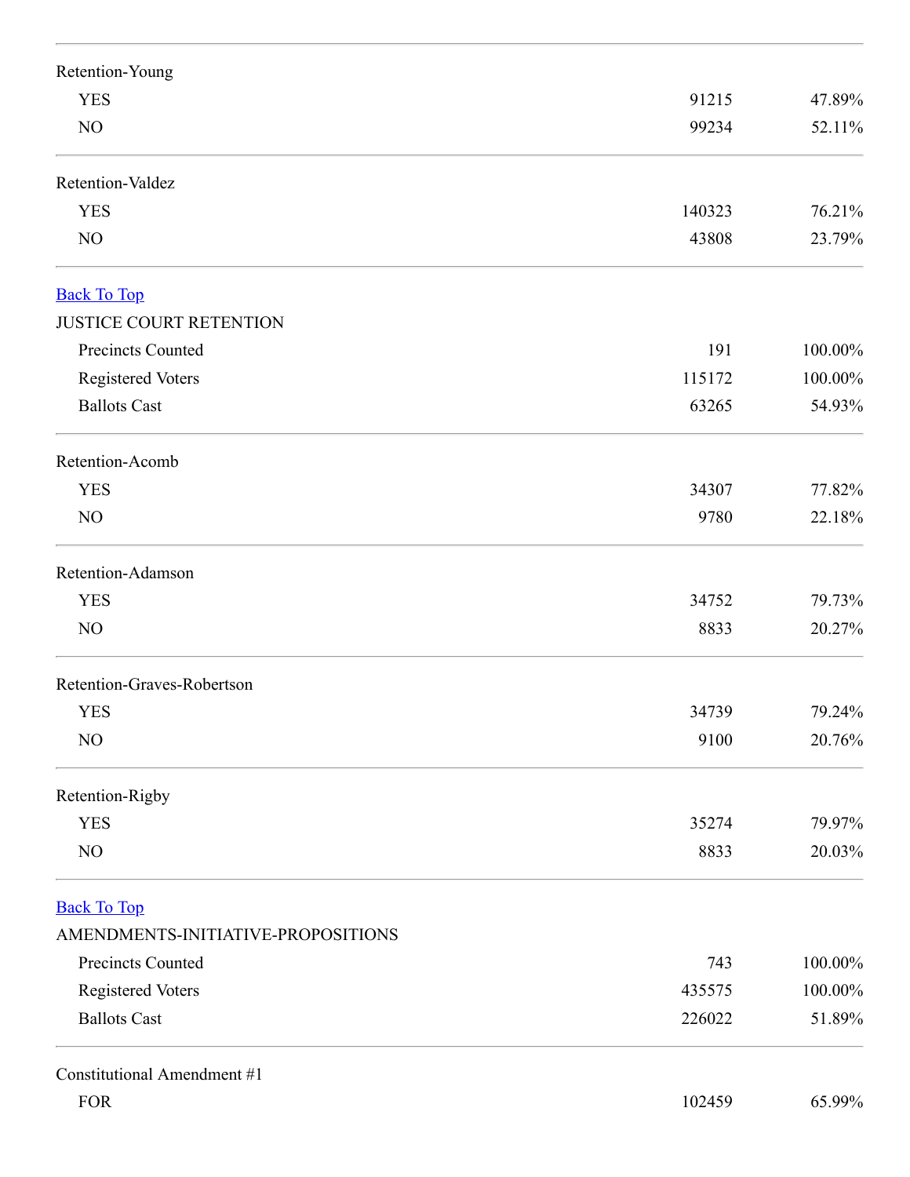Retention-Young

| | | |
|---|---|---|
| YES | 91215 | 47.89% |
| NO | 99234 | 52.11% |

Retention-Valdez

| | | |
|---|---|---|
| YES | 140323 | 76.21% |
| NO | 43808 | 23.79% |

[Back To Top]

JUSTICE COURT RETENTION

| | | |
|---|---|---|
| Precincts Counted | 191 | 100.00% |
| Registered Voters | 115172 | 100.00% |
| Ballots Cast | 63265 | 54.93% |

Retention-Acomb

| | | |
|---|---|---|
| YES | 34307 | 77.82% |
| NO | 9780 | 22.18% |

Retention-Adamson

| | | |
|---|---|---|
| YES | 34752 | 79.73% |
| NO | 8833 | 20.27% |

Retention-Graves-Robertson

| | | |
|---|---|---|
| YES | 34739 | 79.24% |
| NO | 9100 | 20.76% |

Retention-Rigby

| | | |
|---|---|---|
| YES | 35274 | 79.97% |
| NO | 8833 | 20.03% |

[Back To Top]

AMENDMENTS-INITIATIVE-PROPOSITIONS

| | | |
|---|---|---|
| Precincts Counted | 743 | 100.00% |
| Registered Voters | 435575 | 100.00% |
| Ballots Cast | 226022 | 51.89% |

Constitutional Amendment #1

| | | |
|---|---|---|
| FOR | 102459 | 65.99% |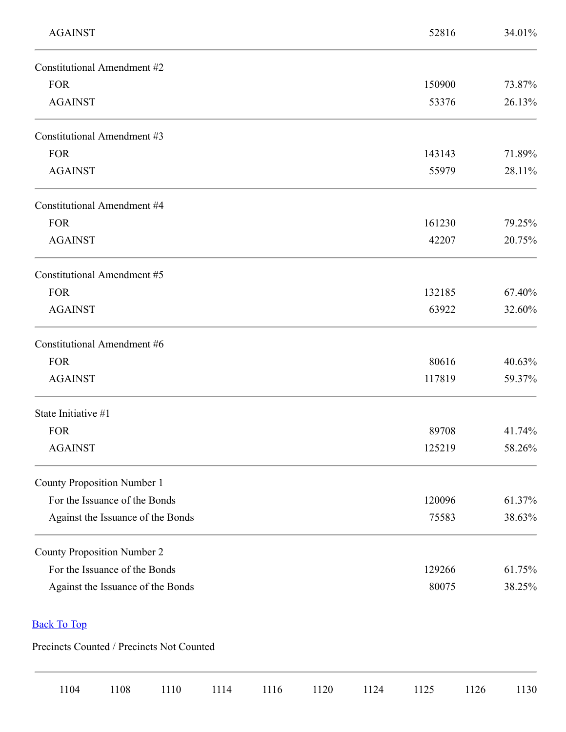| | | |
|---|---|---|
| AGAINST | 52816 | 34.01% |

| | | |
|---|---|---|
| **Constitutional Amendment #2** | | |
| FOR | 150900 | 73.87% |
| AGAINST | 53376 | 26.13% |

| | | |
|---|---|---|
| **Constitutional Amendment #3** | | |
| FOR | 143143 | 71.89% |
| AGAINST | 55979 | 28.11% |

| | | |
|---|---|---|
| **Constitutional Amendment #4** | | |
| FOR | 161230 | 79.25% |
| AGAINST | 42207 | 20.75% |

| | | |
|---|---|---|
| **Constitutional Amendment #5** | | |
| FOR | 132185 | 67.40% |
| AGAINST | 63922 | 32.60% |

| | | |
|---|---|---|
| **Constitutional Amendment #6** | | |
| FOR | 80616 | 40.63% |
| AGAINST | 117819 | 59.37% |

| | | |
|---|---|---|
| **State Initiative #1** | | |
| FOR | 89708 | 41.74% |
| AGAINST | 125219 | 58.26% |

| | | |
|---|---|---|
| **County Proposition Number 1** | | |
| For the Issuance of the Bonds | 120096 | 61.37% |
| Against the Issuance of the Bonds | 75583 | 38.63% |

| | | |
|---|---|---|
| **County Proposition Number 2** | | |
| For the Issuance of the Bonds | 129266 | 61.75% |
| Against the Issuance of the Bonds | 80075 | 38.25% |

Back To Top

Precincts Counted / Precincts Not Counted

| | | | | | | | | | |
|---|---|---|---|---|---|---|---|---|---|
| 1104 | 1108 | 1110 | 1114 | 1116 | 1120 | 1124 | 1125 | 1126 | 1130 |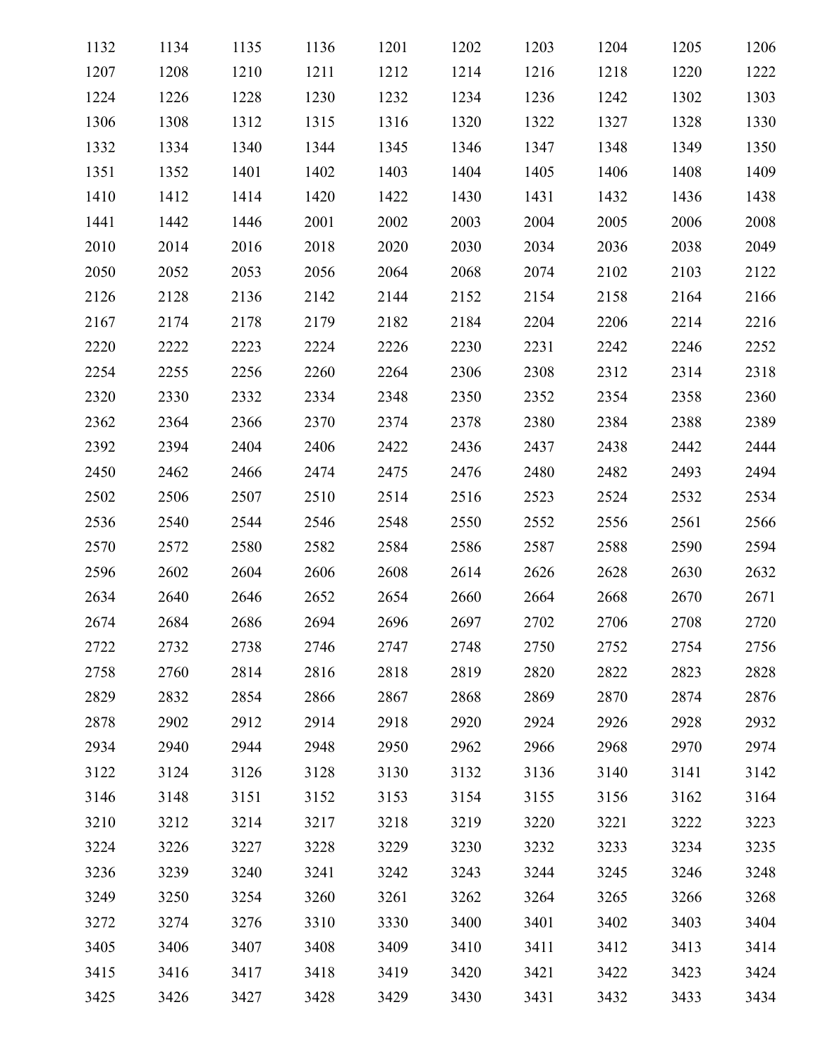| | | | | | | | | | |
|---|---|---|---|---|---|---|---|---|---|
| 1132 | 1134 | 1135 | 1136 | 1201 | 1202 | 1203 | 1204 | 1205 | 1206 |
| 1207 | 1208 | 1210 | 1211 | 1212 | 1214 | 1216 | 1218 | 1220 | 1222 |
| 1224 | 1226 | 1228 | 1230 | 1232 | 1234 | 1236 | 1242 | 1302 | 1303 |
| 1306 | 1308 | 1312 | 1315 | 1316 | 1320 | 1322 | 1327 | 1328 | 1330 |
| 1332 | 1334 | 1340 | 1344 | 1345 | 1346 | 1347 | 1348 | 1349 | 1350 |
| 1351 | 1352 | 1401 | 1402 | 1403 | 1404 | 1405 | 1406 | 1408 | 1409 |
| 1410 | 1412 | 1414 | 1420 | 1422 | 1430 | 1431 | 1432 | 1436 | 1438 |
| 1441 | 1442 | 1446 | 2001 | 2002 | 2003 | 2004 | 2005 | 2006 | 2008 |
| 2010 | 2014 | 2016 | 2018 | 2020 | 2030 | 2034 | 2036 | 2038 | 2049 |
| 2050 | 2052 | 2053 | 2056 | 2064 | 2068 | 2074 | 2102 | 2103 | 2122 |
| 2126 | 2128 | 2136 | 2142 | 2144 | 2152 | 2154 | 2158 | 2164 | 2166 |
| 2167 | 2174 | 2178 | 2179 | 2182 | 2184 | 2204 | 2206 | 2214 | 2216 |
| 2220 | 2222 | 2223 | 2224 | 2226 | 2230 | 2231 | 2242 | 2246 | 2252 |
| 2254 | 2255 | 2256 | 2260 | 2264 | 2306 | 2308 | 2312 | 2314 | 2318 |
| 2320 | 2330 | 2332 | 2334 | 2348 | 2350 | 2352 | 2354 | 2358 | 2360 |
| 2362 | 2364 | 2366 | 2370 | 2374 | 2378 | 2380 | 2384 | 2388 | 2389 |
| 2392 | 2394 | 2404 | 2406 | 2422 | 2436 | 2437 | 2438 | 2442 | 2444 |
| 2450 | 2462 | 2466 | 2474 | 2475 | 2476 | 2480 | 2482 | 2493 | 2494 |
| 2502 | 2506 | 2507 | 2510 | 2514 | 2516 | 2523 | 2524 | 2532 | 2534 |
| 2536 | 2540 | 2544 | 2546 | 2548 | 2550 | 2552 | 2556 | 2561 | 2566 |
| 2570 | 2572 | 2580 | 2582 | 2584 | 2586 | 2587 | 2588 | 2590 | 2594 |
| 2596 | 2602 | 2604 | 2606 | 2608 | 2614 | 2626 | 2628 | 2630 | 2632 |
| 2634 | 2640 | 2646 | 2652 | 2654 | 2660 | 2664 | 2668 | 2670 | 2671 |
| 2674 | 2684 | 2686 | 2694 | 2696 | 2697 | 2702 | 2706 | 2708 | 2720 |
| 2722 | 2732 | 2738 | 2746 | 2747 | 2748 | 2750 | 2752 | 2754 | 2756 |
| 2758 | 2760 | 2814 | 2816 | 2818 | 2819 | 2820 | 2822 | 2823 | 2828 |
| 2829 | 2832 | 2854 | 2866 | 2867 | 2868 | 2869 | 2870 | 2874 | 2876 |
| 2878 | 2902 | 2912 | 2914 | 2918 | 2920 | 2924 | 2926 | 2928 | 2932 |
| 2934 | 2940 | 2944 | 2948 | 2950 | 2962 | 2966 | 2968 | 2970 | 2974 |
| 3122 | 3124 | 3126 | 3128 | 3130 | 3132 | 3136 | 3140 | 3141 | 3142 |
| 3146 | 3148 | 3151 | 3152 | 3153 | 3154 | 3155 | 3156 | 3162 | 3164 |
| 3210 | 3212 | 3214 | 3217 | 3218 | 3219 | 3220 | 3221 | 3222 | 3223 |
| 3224 | 3226 | 3227 | 3228 | 3229 | 3230 | 3232 | 3233 | 3234 | 3235 |
| 3236 | 3239 | 3240 | 3241 | 3242 | 3243 | 3244 | 3245 | 3246 | 3248 |
| 3249 | 3250 | 3254 | 3260 | 3261 | 3262 | 3264 | 3265 | 3266 | 3268 |
| 3272 | 3274 | 3276 | 3310 | 3330 | 3400 | 3401 | 3402 | 3403 | 3404 |
| 3405 | 3406 | 3407 | 3408 | 3409 | 3410 | 3411 | 3412 | 3413 | 3414 |
| 3415 | 3416 | 3417 | 3418 | 3419 | 3420 | 3421 | 3422 | 3423 | 3424 |
| 3425 | 3426 | 3427 | 3428 | 3429 | 3430 | 3431 | 3432 | 3433 | 3434 |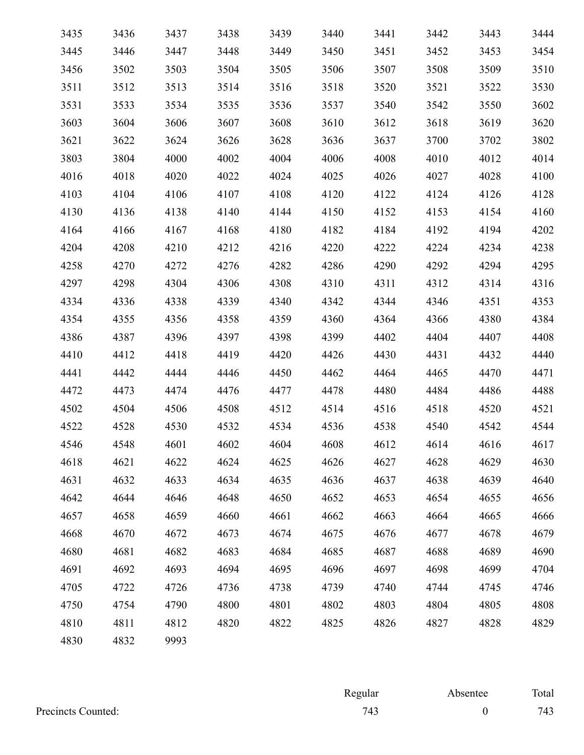| | | | | | | | | | |
|---|---|---|---|---|---|---|---|---|---|
| 3435 | 3436 | 3437 | 3438 | 3439 | 3440 | 3441 | 3442 | 3443 | 3444 |
| 3445 | 3446 | 3447 | 3448 | 3449 | 3450 | 3451 | 3452 | 3453 | 3454 |
| 3456 | 3502 | 3503 | 3504 | 3505 | 3506 | 3507 | 3508 | 3509 | 3510 |
| 3511 | 3512 | 3513 | 3514 | 3516 | 3518 | 3520 | 3521 | 3522 | 3530 |
| 3531 | 3533 | 3534 | 3535 | 3536 | 3537 | 3540 | 3542 | 3550 | 3602 |
| 3603 | 3604 | 3606 | 3607 | 3608 | 3610 | 3612 | 3618 | 3619 | 3620 |
| 3621 | 3622 | 3624 | 3626 | 3628 | 3636 | 3637 | 3700 | 3702 | 3802 |
| 3803 | 3804 | 4000 | 4002 | 4004 | 4006 | 4008 | 4010 | 4012 | 4014 |
| 4016 | 4018 | 4020 | 4022 | 4024 | 4025 | 4026 | 4027 | 4028 | 4100 |
| 4103 | 4104 | 4106 | 4107 | 4108 | 4120 | 4122 | 4124 | 4126 | 4128 |
| 4130 | 4136 | 4138 | 4140 | 4144 | 4150 | 4152 | 4153 | 4154 | 4160 |
| 4164 | 4166 | 4167 | 4168 | 4180 | 4182 | 4184 | 4192 | 4194 | 4202 |
| 4204 | 4208 | 4210 | 4212 | 4216 | 4220 | 4222 | 4224 | 4234 | 4238 |
| 4258 | 4270 | 4272 | 4276 | 4282 | 4286 | 4290 | 4292 | 4294 | 4295 |
| 4297 | 4298 | 4304 | 4306 | 4308 | 4310 | 4311 | 4312 | 4314 | 4316 |
| 4334 | 4336 | 4338 | 4339 | 4340 | 4342 | 4344 | 4346 | 4351 | 4353 |
| 4354 | 4355 | 4356 | 4358 | 4359 | 4360 | 4364 | 4366 | 4380 | 4384 |
| 4386 | 4387 | 4396 | 4397 | 4398 | 4399 | 4402 | 4404 | 4407 | 4408 |
| 4410 | 4412 | 4418 | 4419 | 4420 | 4426 | 4430 | 4431 | 4432 | 4440 |
| 4441 | 4442 | 4444 | 4446 | 4450 | 4462 | 4464 | 4465 | 4470 | 4471 |
| 4472 | 4473 | 4474 | 4476 | 4477 | 4478 | 4480 | 4484 | 4486 | 4488 |
| 4502 | 4504 | 4506 | 4508 | 4512 | 4514 | 4516 | 4518 | 4520 | 4521 |
| 4522 | 4528 | 4530 | 4532 | 4534 | 4536 | 4538 | 4540 | 4542 | 4544 |
| 4546 | 4548 | 4601 | 4602 | 4604 | 4608 | 4612 | 4614 | 4616 | 4617 |
| 4618 | 4621 | 4622 | 4624 | 4625 | 4626 | 4627 | 4628 | 4629 | 4630 |
| 4631 | 4632 | 4633 | 4634 | 4635 | 4636 | 4637 | 4638 | 4639 | 4640 |
| 4642 | 4644 | 4646 | 4648 | 4650 | 4652 | 4653 | 4654 | 4655 | 4656 |
| 4657 | 4658 | 4659 | 4660 | 4661 | 4662 | 4663 | 4664 | 4665 | 4666 |
| 4668 | 4670 | 4672 | 4673 | 4674 | 4675 | 4676 | 4677 | 4678 | 4679 |
| 4680 | 4681 | 4682 | 4683 | 4684 | 4685 | 4687 | 4688 | 4689 | 4690 |
| 4691 | 4692 | 4693 | 4694 | 4695 | 4696 | 4697 | 4698 | 4699 | 4704 |
| 4705 | 4722 | 4726 | 4736 | 4738 | 4739 | 4740 | 4744 | 4745 | 4746 |
| 4750 | 4754 | 4790 | 4800 | 4801 | 4802 | 4803 | 4804 | 4805 | 4808 |
| 4810 | 4811 | 4812 | 4820 | 4822 | 4825 | 4826 | 4827 | 4828 | 4829 |
| 4830 | 4832 | 9993 | | | | | | | |

| | Regular | Absentee | Total |
|---|---|---|---|
| Precincts Counted: | 743 | 0 | 743 |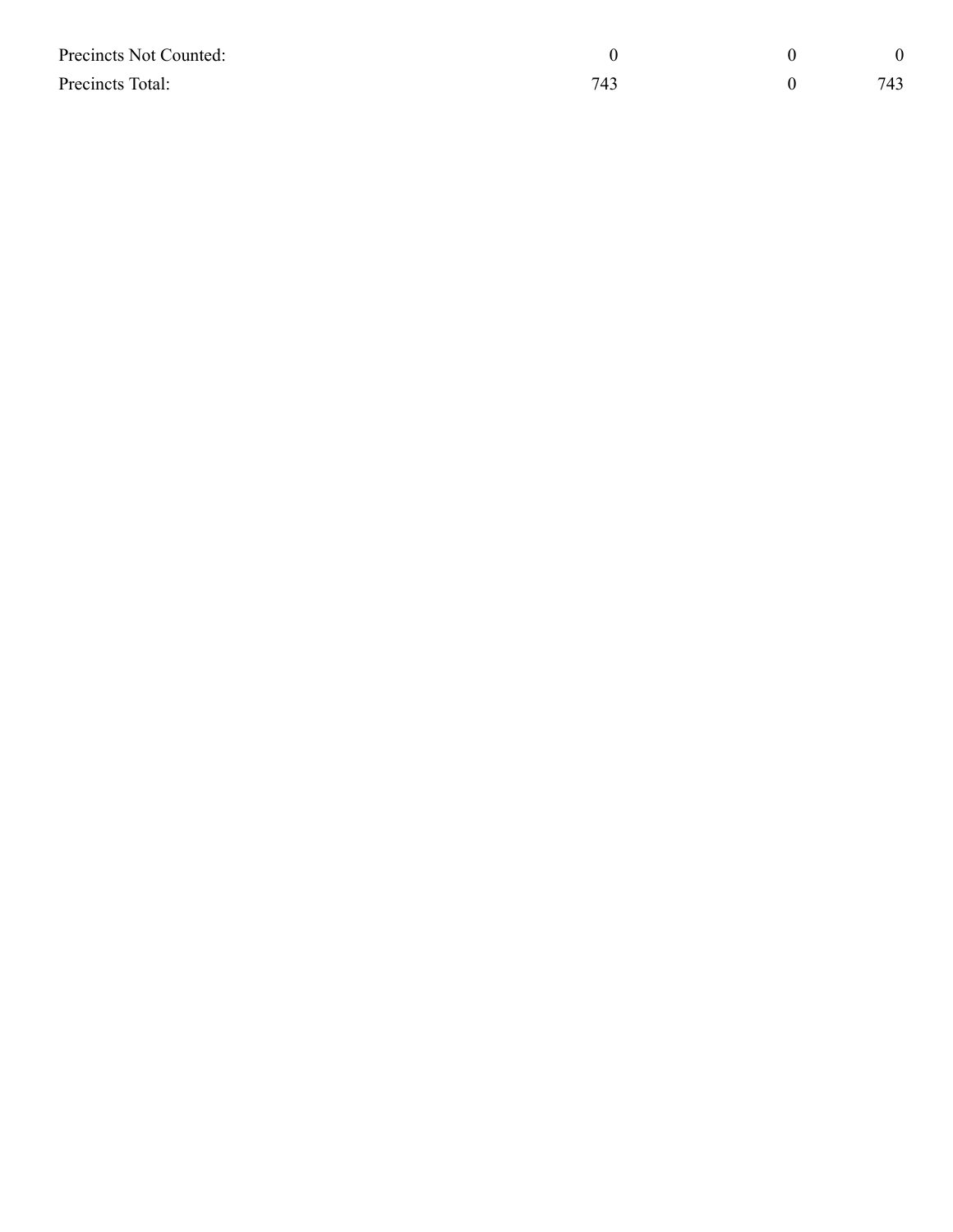| | | | |
|---|---|---|---|
| Precincts Not Counted: | 0 | 0 | 0 |
| Precincts Total: | 743 | 0 | 743 |